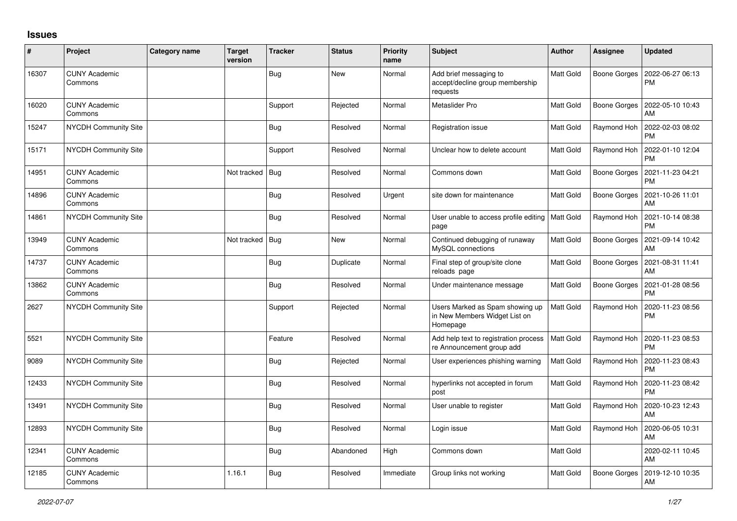## Issues

| # | Project | Category name | Target version | Tracker | Status | Priority name | Subject | Author | Assignee | Updated |
|---|---|---|---|---|---|---|---|---|---|---|
| 16307 | CUNY Academic Commons | | | Bug | New | Normal | Add brief messaging to accept/decline group membership requests | Matt Gold | Boone Gorges | 2022-06-27 06:13 PM |
| 16020 | CUNY Academic Commons | | | Support | Rejected | Normal | Metaslider Pro | Matt Gold | Boone Gorges | 2022-05-10 10:43 AM |
| 15247 | NYCDH Community Site | | | Bug | Resolved | Normal | Registration issue | Matt Gold | Raymond Hoh | 2022-02-03 08:02 PM |
| 15171 | NYCDH Community Site | | | Support | Resolved | Normal | Unclear how to delete account | Matt Gold | Raymond Hoh | 2022-01-10 12:04 PM |
| 14951 | CUNY Academic Commons | | Not tracked | Bug | Resolved | Normal | Commons down | Matt Gold | Boone Gorges | 2021-11-23 04:21 PM |
| 14896 | CUNY Academic Commons | | | Bug | Resolved | Urgent | site down for maintenance | Matt Gold | Boone Gorges | 2021-10-26 11:01 AM |
| 14861 | NYCDH Community Site | | | Bug | Resolved | Normal | User unable to access profile editing page | Matt Gold | Raymond Hoh | 2021-10-14 08:38 PM |
| 13949 | CUNY Academic Commons | | Not tracked | Bug | New | Normal | Continued debugging of runaway MySQL connections | Matt Gold | Boone Gorges | 2021-09-14 10:42 AM |
| 14737 | CUNY Academic Commons | | | Bug | Duplicate | Normal | Final step of group/site clone reloads page | Matt Gold | Boone Gorges | 2021-08-31 11:41 AM |
| 13862 | CUNY Academic Commons | | | Bug | Resolved | Normal | Under maintenance message | Matt Gold | Boone Gorges | 2021-01-28 08:56 PM |
| 2627 | NYCDH Community Site | | | Support | Rejected | Normal | Users Marked as Spam showing up in New Members Widget List on Homepage | Matt Gold | Raymond Hoh | 2020-11-23 08:56 PM |
| 5521 | NYCDH Community Site | | | Feature | Resolved | Normal | Add help text to registration process re Announcement group add | Matt Gold | Raymond Hoh | 2020-11-23 08:53 PM |
| 9089 | NYCDH Community Site | | | Bug | Rejected | Normal | User experiences phishing warning | Matt Gold | Raymond Hoh | 2020-11-23 08:43 PM |
| 12433 | NYCDH Community Site | | | Bug | Resolved | Normal | hyperlinks not accepted in forum post | Matt Gold | Raymond Hoh | 2020-11-23 08:42 PM |
| 13491 | NYCDH Community Site | | | Bug | Resolved | Normal | User unable to register | Matt Gold | Raymond Hoh | 2020-10-23 12:43 AM |
| 12893 | NYCDH Community Site | | | Bug | Resolved | Normal | Login issue | Matt Gold | Raymond Hoh | 2020-06-05 10:31 AM |
| 12341 | CUNY Academic Commons | | | Bug | Abandoned | High | Commons down | Matt Gold | | 2020-02-11 10:45 AM |
| 12185 | CUNY Academic Commons | | 1.16.1 | Bug | Resolved | Immediate | Group links not working | Matt Gold | Boone Gorges | 2019-12-10 10:35 AM |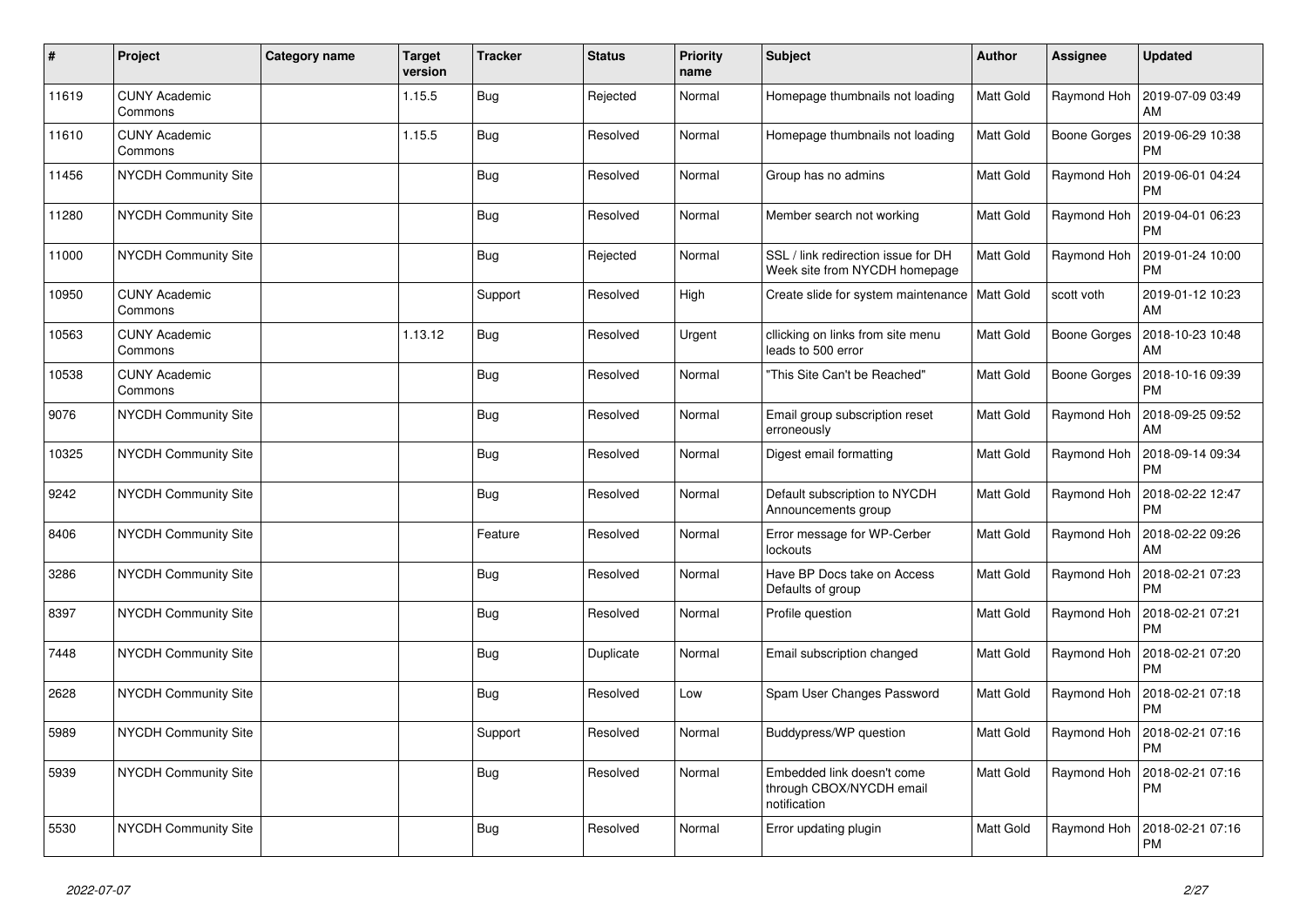| # | Project | Category name | Target version | Tracker | Status | Priority name | Subject | Author | Assignee | Updated |
|---|---|---|---|---|---|---|---|---|---|---|
| 11619 | CUNY Academic Commons | | 1.15.5 | Bug | Rejected | Normal | Homepage thumbnails not loading | Matt Gold | Raymond Hoh | 2019-07-09 03:49 AM |
| 11610 | CUNY Academic Commons | | 1.15.5 | Bug | Resolved | Normal | Homepage thumbnails not loading | Matt Gold | Boone Gorges | 2019-06-29 10:38 PM |
| 11456 | NYCDH Community Site | | | Bug | Resolved | Normal | Group has no admins | Matt Gold | Raymond Hoh | 2019-06-01 04:24 PM |
| 11280 | NYCDH Community Site | | | Bug | Resolved | Normal | Member search not working | Matt Gold | Raymond Hoh | 2019-04-01 06:23 PM |
| 11000 | NYCDH Community Site | | | Bug | Rejected | Normal | SSL / link redirection issue for DH Week site from NYCDH homepage | Matt Gold | Raymond Hoh | 2019-01-24 10:00 PM |
| 10950 | CUNY Academic Commons | | | Support | Resolved | High | Create slide for system maintenance | Matt Gold | scott voth | 2019-01-12 10:23 AM |
| 10563 | CUNY Academic Commons | | 1.13.12 | Bug | Resolved | Urgent | cllicking on links from site menu leads to 500 error | Matt Gold | Boone Gorges | 2018-10-23 10:48 AM |
| 10538 | CUNY Academic Commons | | | Bug | Resolved | Normal | "This Site Can't be Reached" | Matt Gold | Boone Gorges | 2018-10-16 09:39 PM |
| 9076 | NYCDH Community Site | | | Bug | Resolved | Normal | Email group subscription reset erroneously | Matt Gold | Raymond Hoh | 2018-09-25 09:52 AM |
| 10325 | NYCDH Community Site | | | Bug | Resolved | Normal | Digest email formatting | Matt Gold | Raymond Hoh | 2018-09-14 09:34 PM |
| 9242 | NYCDH Community Site | | | Bug | Resolved | Normal | Default subscription to NYCDH Announcements group | Matt Gold | Raymond Hoh | 2018-02-22 12:47 PM |
| 8406 | NYCDH Community Site | | | Feature | Resolved | Normal | Error message for WP-Cerber lockouts | Matt Gold | Raymond Hoh | 2018-02-22 09:26 AM |
| 3286 | NYCDH Community Site | | | Bug | Resolved | Normal | Have BP Docs take on Access Defaults of group | Matt Gold | Raymond Hoh | 2018-02-21 07:23 PM |
| 8397 | NYCDH Community Site | | | Bug | Resolved | Normal | Profile question | Matt Gold | Raymond Hoh | 2018-02-21 07:21 PM |
| 7448 | NYCDH Community Site | | | Bug | Duplicate | Normal | Email subscription changed | Matt Gold | Raymond Hoh | 2018-02-21 07:20 PM |
| 2628 | NYCDH Community Site | | | Bug | Resolved | Low | Spam User Changes Password | Matt Gold | Raymond Hoh | 2018-02-21 07:18 PM |
| 5989 | NYCDH Community Site | | | Support | Resolved | Normal | Buddypress/WP question | Matt Gold | Raymond Hoh | 2018-02-21 07:16 PM |
| 5939 | NYCDH Community Site | | | Bug | Resolved | Normal | Embedded link doesn't come through CBOX/NYCDH email notification | Matt Gold | Raymond Hoh | 2018-02-21 07:16 PM |
| 5530 | NYCDH Community Site | | | Bug | Resolved | Normal | Error updating plugin | Matt Gold | Raymond Hoh | 2018-02-21 07:16 PM |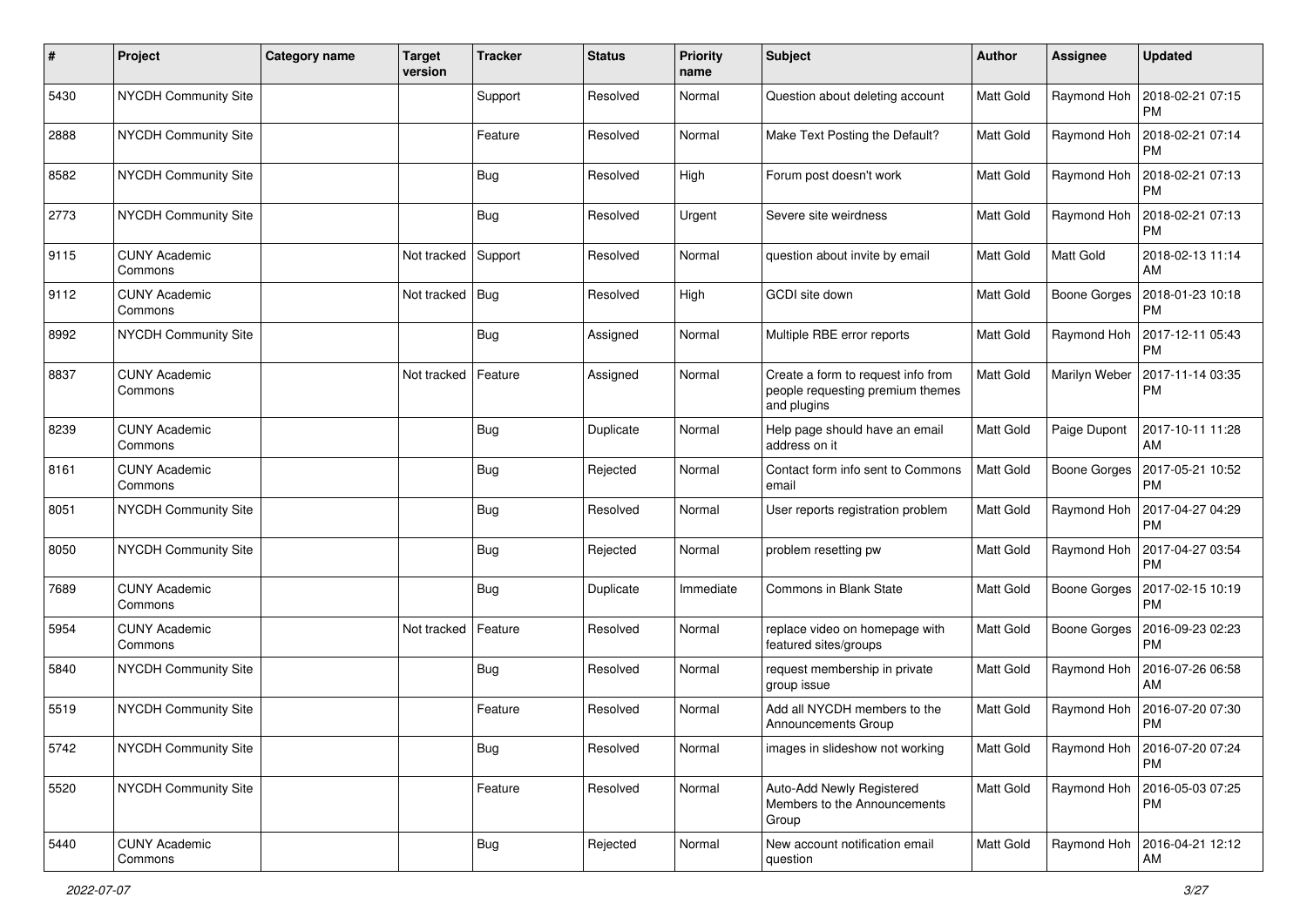| # | Project | Category name | Target version | Tracker | Status | Priority name | Subject | Author | Assignee | Updated |
|---|---|---|---|---|---|---|---|---|---|---|
| 5430 | NYCDH Community Site | | | Support | Resolved | Normal | Question about deleting account | Matt Gold | Raymond Hoh | 2018-02-21 07:15 PM |
| 2888 | NYCDH Community Site | | | Feature | Resolved | Normal | Make Text Posting the Default? | Matt Gold | Raymond Hoh | 2018-02-21 07:14 PM |
| 8582 | NYCDH Community Site | | | Bug | Resolved | High | Forum post doesn't work | Matt Gold | Raymond Hoh | 2018-02-21 07:13 PM |
| 2773 | NYCDH Community Site | | | Bug | Resolved | Urgent | Severe site weirdness | Matt Gold | Raymond Hoh | 2018-02-21 07:13 PM |
| 9115 | CUNY Academic Commons | | Not tracked | Support | Resolved | Normal | question about invite by email | Matt Gold | Matt Gold | 2018-02-13 11:14 AM |
| 9112 | CUNY Academic Commons | | Not tracked | Bug | Resolved | High | GCDI site down | Matt Gold | Boone Gorges | 2018-01-23 10:18 PM |
| 8992 | NYCDH Community Site | | | Bug | Assigned | Normal | Multiple RBE error reports | Matt Gold | Raymond Hoh | 2017-12-11 05:43 PM |
| 8837 | CUNY Academic Commons | | Not tracked | Feature | Assigned | Normal | Create a form to request info from people requesting premium themes and plugins | Matt Gold | Marilyn Weber | 2017-11-14 03:35 PM |
| 8239 | CUNY Academic Commons | | | Bug | Duplicate | Normal | Help page should have an email address on it | Matt Gold | Paige Dupont | 2017-10-11 11:28 AM |
| 8161 | CUNY Academic Commons | | | Bug | Rejected | Normal | Contact form info sent to Commons email | Matt Gold | Boone Gorges | 2017-05-21 10:52 PM |
| 8051 | NYCDH Community Site | | | Bug | Resolved | Normal | User reports registration problem | Matt Gold | Raymond Hoh | 2017-04-27 04:29 PM |
| 8050 | NYCDH Community Site | | | Bug | Rejected | Normal | problem resetting pw | Matt Gold | Raymond Hoh | 2017-04-27 03:54 PM |
| 7689 | CUNY Academic Commons | | | Bug | Duplicate | Immediate | Commons in Blank State | Matt Gold | Boone Gorges | 2017-02-15 10:19 PM |
| 5954 | CUNY Academic Commons | | Not tracked | Feature | Resolved | Normal | replace video on homepage with featured sites/groups | Matt Gold | Boone Gorges | 2016-09-23 02:23 PM |
| 5840 | NYCDH Community Site | | | Bug | Resolved | Normal | request membership in private group issue | Matt Gold | Raymond Hoh | 2016-07-26 06:58 AM |
| 5519 | NYCDH Community Site | | | Feature | Resolved | Normal | Add all NYCDH members to the Announcements Group | Matt Gold | Raymond Hoh | 2016-07-20 07:30 PM |
| 5742 | NYCDH Community Site | | | Bug | Resolved | Normal | images in slideshow not working | Matt Gold | Raymond Hoh | 2016-07-20 07:24 PM |
| 5520 | NYCDH Community Site | | | Feature | Resolved | Normal | Auto-Add Newly Registered Members to the Announcements Group | Matt Gold | Raymond Hoh | 2016-05-03 07:25 PM |
| 5440 | CUNY Academic Commons | | | Bug | Rejected | Normal | New account notification email question | Matt Gold | Raymond Hoh | 2016-04-21 12:12 AM |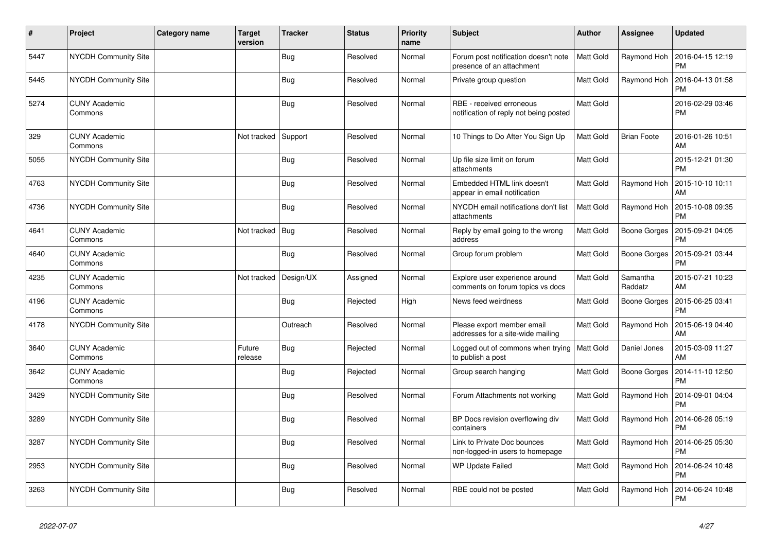| # | Project | Category name | Target version | Tracker | Status | Priority name | Subject | Author | Assignee | Updated |
|---|---|---|---|---|---|---|---|---|---|---|
| 5447 | NYCDH Community Site | | | Bug | Resolved | Normal | Forum post notification doesn't note presence of an attachment | Matt Gold | Raymond Hoh | 2016-04-15 12:19 PM |
| 5445 | NYCDH Community Site | | | Bug | Resolved | Normal | Private group question | Matt Gold | Raymond Hoh | 2016-04-13 01:58 PM |
| 5274 | CUNY Academic Commons | | | Bug | Resolved | Normal | RBE - received erroneous notification of reply not being posted | Matt Gold | | 2016-02-29 03:46 PM |
| 329 | CUNY Academic Commons | | Not tracked | Support | Resolved | Normal | 10 Things to Do After You Sign Up | Matt Gold | Brian Foote | 2016-01-26 10:51 AM |
| 5055 | NYCDH Community Site | | | Bug | Resolved | Normal | Up file size limit on forum attachments | Matt Gold | | 2015-12-21 01:30 PM |
| 4763 | NYCDH Community Site | | | Bug | Resolved | Normal | Embedded HTML link doesn't appear in email notification | Matt Gold | Raymond Hoh | 2015-10-10 10:11 AM |
| 4736 | NYCDH Community Site | | | Bug | Resolved | Normal | NYCDH email notifications don't list attachments | Matt Gold | Raymond Hoh | 2015-10-08 09:35 PM |
| 4641 | CUNY Academic Commons | | Not tracked | Bug | Resolved | Normal | Reply by email going to the wrong address | Matt Gold | Boone Gorges | 2015-09-21 04:05 PM |
| 4640 | CUNY Academic Commons | | | Bug | Resolved | Normal | Group forum problem | Matt Gold | Boone Gorges | 2015-09-21 03:44 PM |
| 4235 | CUNY Academic Commons | | Not tracked | Design/UX | Assigned | Normal | Explore user experience around comments on forum topics vs docs | Matt Gold | Samantha Raddatz | 2015-07-21 10:23 AM |
| 4196 | CUNY Academic Commons | | | Bug | Rejected | High | News feed weirdness | Matt Gold | Boone Gorges | 2015-06-25 03:41 PM |
| 4178 | NYCDH Community Site | | | Outreach | Resolved | Normal | Please export member email addresses for a site-wide mailing | Matt Gold | Raymond Hoh | 2015-06-19 04:40 AM |
| 3640 | CUNY Academic Commons | | Future release | Bug | Rejected | Normal | Logged out of commons when trying to publish a post | Matt Gold | Daniel Jones | 2015-03-09 11:27 AM |
| 3642 | CUNY Academic Commons | | | Bug | Rejected | Normal | Group search hanging | Matt Gold | Boone Gorges | 2014-11-10 12:50 PM |
| 3429 | NYCDH Community Site | | | Bug | Resolved | Normal | Forum Attachments not working | Matt Gold | Raymond Hoh | 2014-09-01 04:04 PM |
| 3289 | NYCDH Community Site | | | Bug | Resolved | Normal | BP Docs revision overflowing div containers | Matt Gold | Raymond Hoh | 2014-06-26 05:19 PM |
| 3287 | NYCDH Community Site | | | Bug | Resolved | Normal | Link to Private Doc bounces non-logged-in users to homepage | Matt Gold | Raymond Hoh | 2014-06-25 05:30 PM |
| 2953 | NYCDH Community Site | | | Bug | Resolved | Normal | WP Update Failed | Matt Gold | Raymond Hoh | 2014-06-24 10:48 PM |
| 3263 | NYCDH Community Site | | | Bug | Resolved | Normal | RBE could not be posted | Matt Gold | Raymond Hoh | 2014-06-24 10:48 PM |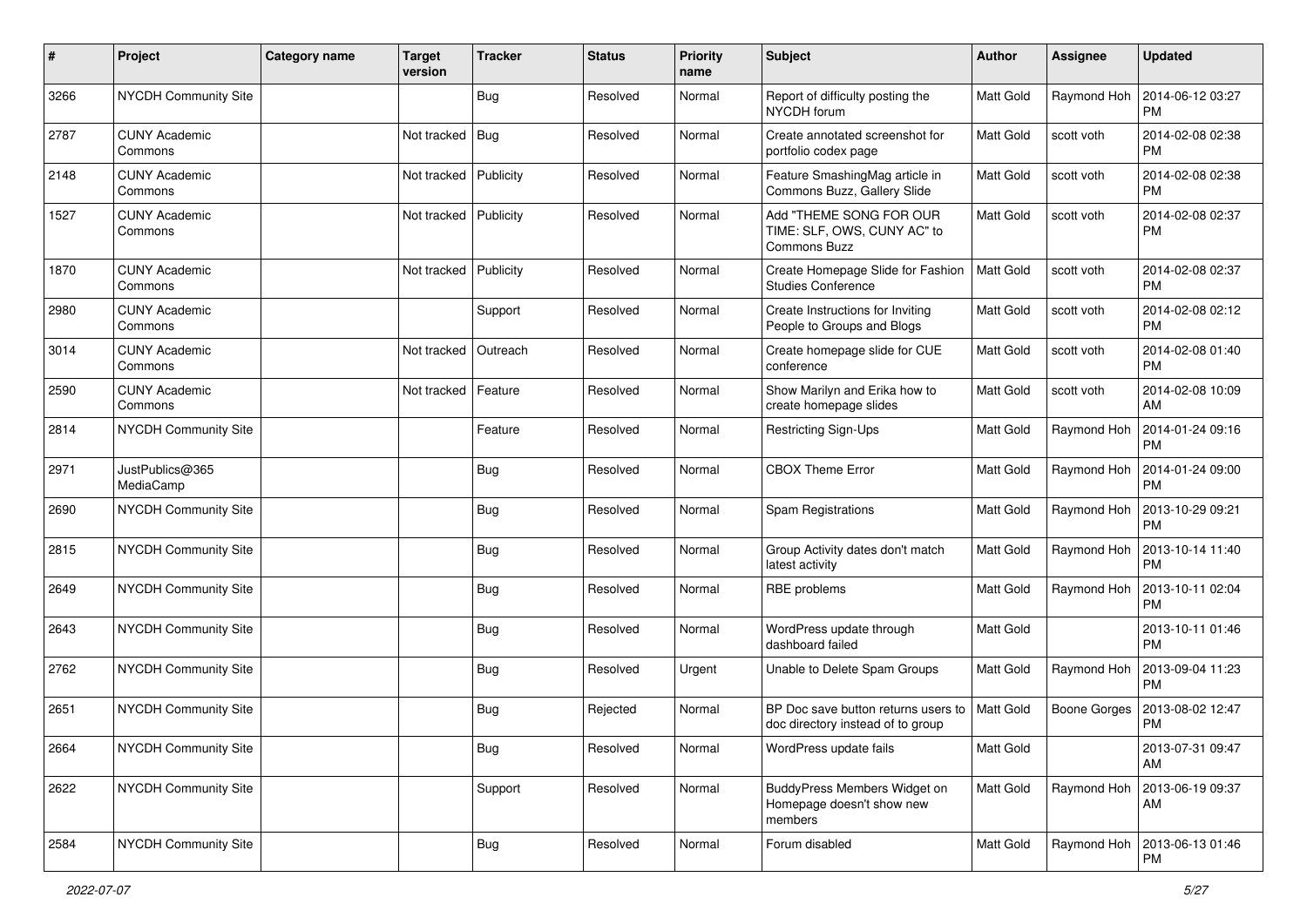| # | Project | Category name | Target version | Tracker | Status | Priority name | Subject | Author | Assignee | Updated |
|---|---|---|---|---|---|---|---|---|---|---|
| 3266 | NYCDH Community Site | | | Bug | Resolved | Normal | Report of difficulty posting the NYCDH forum | Matt Gold | Raymond Hoh | 2014-06-12 03:27 PM |
| 2787 | CUNY Academic Commons | | Not tracked | Bug | Resolved | Normal | Create annotated screenshot for portfolio codex page | Matt Gold | scott voth | 2014-02-08 02:38 PM |
| 2148 | CUNY Academic Commons | | Not tracked | Publicity | Resolved | Normal | Feature SmashingMag article in Commons Buzz, Gallery Slide | Matt Gold | scott voth | 2014-02-08 02:38 PM |
| 1527 | CUNY Academic Commons | | Not tracked | Publicity | Resolved | Normal | Add "THEME SONG FOR OUR TIME: SLF, OWS, CUNY AC" to Commons Buzz | Matt Gold | scott voth | 2014-02-08 02:37 PM |
| 1870 | CUNY Academic Commons | | Not tracked | Publicity | Resolved | Normal | Create Homepage Slide for Fashion Studies Conference | Matt Gold | scott voth | 2014-02-08 02:37 PM |
| 2980 | CUNY Academic Commons | | | Support | Resolved | Normal | Create Instructions for Inviting People to Groups and Blogs | Matt Gold | scott voth | 2014-02-08 02:12 PM |
| 3014 | CUNY Academic Commons | | Not tracked | Outreach | Resolved | Normal | Create homepage slide for CUE conference | Matt Gold | scott voth | 2014-02-08 01:40 PM |
| 2590 | CUNY Academic Commons | | Not tracked | Feature | Resolved | Normal | Show Marilyn and Erika how to create homepage slides | Matt Gold | scott voth | 2014-02-08 10:09 AM |
| 2814 | NYCDH Community Site | | | Feature | Resolved | Normal | Restricting Sign-Ups | Matt Gold | Raymond Hoh | 2014-01-24 09:16 PM |
| 2971 | JustPublics@365 MediaCamp | | | Bug | Resolved | Normal | CBOX Theme Error | Matt Gold | Raymond Hoh | 2014-01-24 09:00 PM |
| 2690 | NYCDH Community Site | | | Bug | Resolved | Normal | Spam Registrations | Matt Gold | Raymond Hoh | 2013-10-29 09:21 PM |
| 2815 | NYCDH Community Site | | | Bug | Resolved | Normal | Group Activity dates don't match latest activity | Matt Gold | Raymond Hoh | 2013-10-14 11:40 PM |
| 2649 | NYCDH Community Site | | | Bug | Resolved | Normal | RBE problems | Matt Gold | Raymond Hoh | 2013-10-11 02:04 PM |
| 2643 | NYCDH Community Site | | | Bug | Resolved | Normal | WordPress update through dashboard failed | Matt Gold | | 2013-10-11 01:46 PM |
| 2762 | NYCDH Community Site | | | Bug | Resolved | Urgent | Unable to Delete Spam Groups | Matt Gold | Raymond Hoh | 2013-09-04 11:23 PM |
| 2651 | NYCDH Community Site | | | Bug | Rejected | Normal | BP Doc save button returns users to doc directory instead of to group | Matt Gold | Boone Gorges | 2013-08-02 12:47 PM |
| 2664 | NYCDH Community Site | | | Bug | Resolved | Normal | WordPress update fails | Matt Gold | | 2013-07-31 09:47 AM |
| 2622 | NYCDH Community Site | | | Support | Resolved | Normal | BuddyPress Members Widget on Homepage doesn't show new members | Matt Gold | Raymond Hoh | 2013-06-19 09:37 AM |
| 2584 | NYCDH Community Site | | | Bug | Resolved | Normal | Forum disabled | Matt Gold | Raymond Hoh | 2013-06-13 01:46 PM |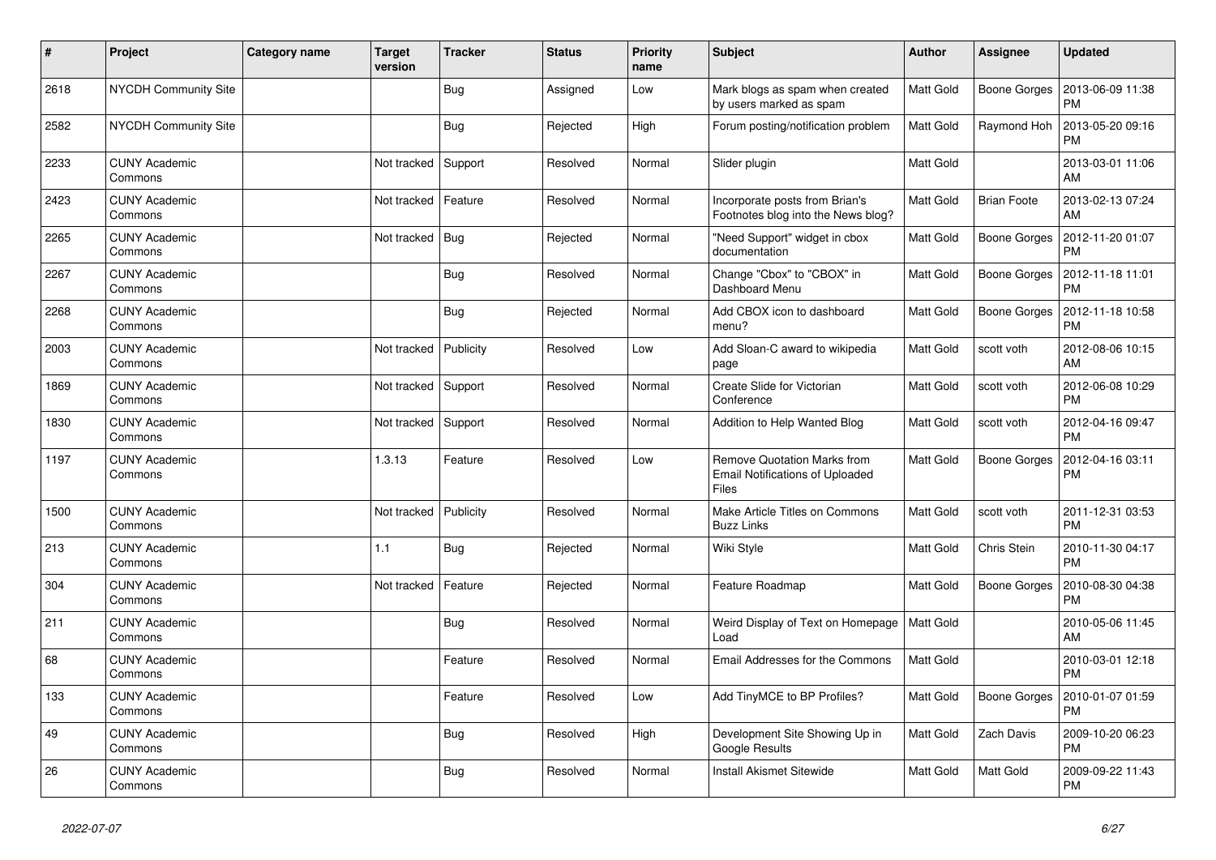| # | Project | Category name | Target version | Tracker | Status | Priority name | Subject | Author | Assignee | Updated |
|---|---|---|---|---|---|---|---|---|---|---|
| 2618 | NYCDH Community Site | | | Bug | Assigned | Low | Mark blogs as spam when created by users marked as spam | Matt Gold | Boone Gorges | 2013-06-09 11:38 PM |
| 2582 | NYCDH Community Site | | | Bug | Rejected | High | Forum posting/notification problem | Matt Gold | Raymond Hoh | 2013-05-20 09:16 PM |
| 2233 | CUNY Academic Commons | | Not tracked | Support | Resolved | Normal | Slider plugin | Matt Gold | | 2013-03-01 11:06 AM |
| 2423 | CUNY Academic Commons | | Not tracked | Feature | Resolved | Normal | Incorporate posts from Brian's Footnotes blog into the News blog? | Matt Gold | Brian Foote | 2013-02-13 07:24 AM |
| 2265 | CUNY Academic Commons | | Not tracked | Bug | Rejected | Normal | "Need Support" widget in cbox documentation | Matt Gold | Boone Gorges | 2012-11-20 01:07 PM |
| 2267 | CUNY Academic Commons | | | Bug | Resolved | Normal | Change "Cbox" to "CBOX" in Dashboard Menu | Matt Gold | Boone Gorges | 2012-11-18 11:01 PM |
| 2268 | CUNY Academic Commons | | | Bug | Rejected | Normal | Add CBOX icon to dashboard menu? | Matt Gold | Boone Gorges | 2012-11-18 10:58 PM |
| 2003 | CUNY Academic Commons | | Not tracked | Publicity | Resolved | Low | Add Sloan-C award to wikipedia page | Matt Gold | scott voth | 2012-08-06 10:15 AM |
| 1869 | CUNY Academic Commons | | Not tracked | Support | Resolved | Normal | Create Slide for Victorian Conference | Matt Gold | scott voth | 2012-06-08 10:29 PM |
| 1830 | CUNY Academic Commons | | Not tracked | Support | Resolved | Normal | Addition to Help Wanted Blog | Matt Gold | scott voth | 2012-04-16 09:47 PM |
| 1197 | CUNY Academic Commons | | 1.3.13 | Feature | Resolved | Low | Remove Quotation Marks from Email Notifications of Uploaded Files | Matt Gold | Boone Gorges | 2012-04-16 03:11 PM |
| 1500 | CUNY Academic Commons | | Not tracked | Publicity | Resolved | Normal | Make Article Titles on Commons Buzz Links | Matt Gold | scott voth | 2011-12-31 03:53 PM |
| 213 | CUNY Academic Commons | | 1.1 | Bug | Rejected | Normal | Wiki Style | Matt Gold | Chris Stein | 2010-11-30 04:17 PM |
| 304 | CUNY Academic Commons | | Not tracked | Feature | Rejected | Normal | Feature Roadmap | Matt Gold | Boone Gorges | 2010-08-30 04:38 PM |
| 211 | CUNY Academic Commons | | | Bug | Resolved | Normal | Weird Display of Text on Homepage Load | Matt Gold | | 2010-05-06 11:45 AM |
| 68 | CUNY Academic Commons | | | Feature | Resolved | Normal | Email Addresses for the Commons | Matt Gold | | 2010-03-01 12:18 PM |
| 133 | CUNY Academic Commons | | | Feature | Resolved | Low | Add TinyMCE to BP Profiles? | Matt Gold | Boone Gorges | 2010-01-07 01:59 PM |
| 49 | CUNY Academic Commons | | | Bug | Resolved | High | Development Site Showing Up in Google Results | Matt Gold | Zach Davis | 2009-10-20 06:23 PM |
| 26 | CUNY Academic Commons | | | Bug | Resolved | Normal | Install Akismet Sitewide | Matt Gold | Matt Gold | 2009-09-22 11:43 PM |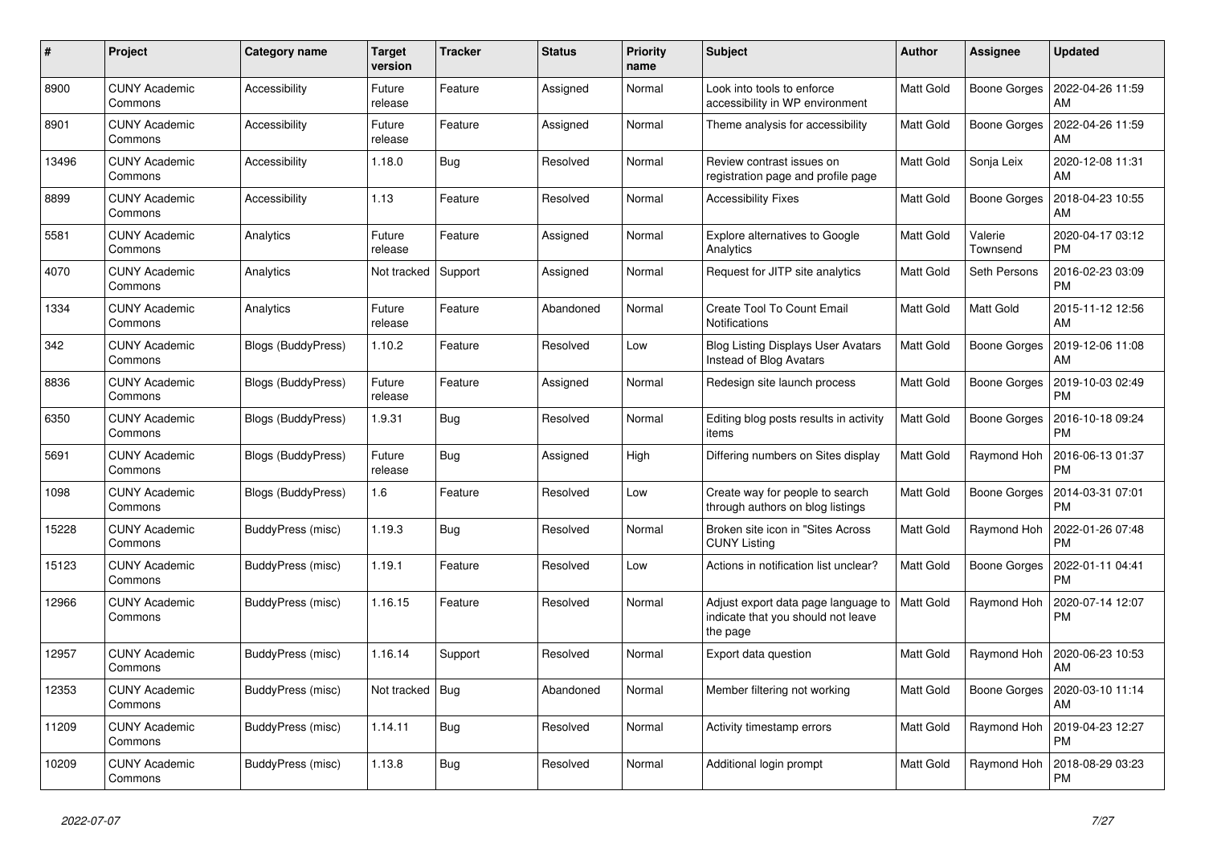| # | Project | Category name | Target version | Tracker | Status | Priority name | Subject | Author | Assignee | Updated |
|---|---|---|---|---|---|---|---|---|---|---|
| 8900 | CUNY Academic Commons | Accessibility | Future release | Feature | Assigned | Normal | Look into tools to enforce accessibility in WP environment | Matt Gold | Boone Gorges | 2022-04-26 11:59 AM |
| 8901 | CUNY Academic Commons | Accessibility | Future release | Feature | Assigned | Normal | Theme analysis for accessibility | Matt Gold | Boone Gorges | 2022-04-26 11:59 AM |
| 13496 | CUNY Academic Commons | Accessibility | 1.18.0 | Bug | Resolved | Normal | Review contrast issues on registration page and profile page | Matt Gold | Sonja Leix | 2020-12-08 11:31 AM |
| 8899 | CUNY Academic Commons | Accessibility | 1.13 | Feature | Resolved | Normal | Accessibility Fixes | Matt Gold | Boone Gorges | 2018-04-23 10:55 AM |
| 5581 | CUNY Academic Commons | Analytics | Future release | Feature | Assigned | Normal | Explore alternatives to Google Analytics | Matt Gold | Valerie Townsend | 2020-04-17 03:12 PM |
| 4070 | CUNY Academic Commons | Analytics | Not tracked | Support | Assigned | Normal | Request for JITP site analytics | Matt Gold | Seth Persons | 2016-02-23 03:09 PM |
| 1334 | CUNY Academic Commons | Analytics | Future release | Feature | Abandoned | Normal | Create Tool To Count Email Notifications | Matt Gold | Matt Gold | 2015-11-12 12:56 AM |
| 342 | CUNY Academic Commons | Blogs (BuddyPress) | 1.10.2 | Feature | Resolved | Low | Blog Listing Displays User Avatars Instead of Blog Avatars | Matt Gold | Boone Gorges | 2019-12-06 11:08 AM |
| 8836 | CUNY Academic Commons | Blogs (BuddyPress) | Future release | Feature | Assigned | Normal | Redesign site launch process | Matt Gold | Boone Gorges | 2019-10-03 02:49 PM |
| 6350 | CUNY Academic Commons | Blogs (BuddyPress) | 1.9.31 | Bug | Resolved | Normal | Editing blog posts results in activity items | Matt Gold | Boone Gorges | 2016-10-18 09:24 PM |
| 5691 | CUNY Academic Commons | Blogs (BuddyPress) | Future release | Bug | Assigned | High | Differing numbers on Sites display | Matt Gold | Raymond Hoh | 2016-06-13 01:37 PM |
| 1098 | CUNY Academic Commons | Blogs (BuddyPress) | 1.6 | Feature | Resolved | Low | Create way for people to search through authors on blog listings | Matt Gold | Boone Gorges | 2014-03-31 07:01 PM |
| 15228 | CUNY Academic Commons | BuddyPress (misc) | 1.19.3 | Bug | Resolved | Normal | Broken site icon in "Sites Across CUNY Listing | Matt Gold | Raymond Hoh | 2022-01-26 07:48 PM |
| 15123 | CUNY Academic Commons | BuddyPress (misc) | 1.19.1 | Feature | Resolved | Low | Actions in notification list unclear? | Matt Gold | Boone Gorges | 2022-01-11 04:41 PM |
| 12966 | CUNY Academic Commons | BuddyPress (misc) | 1.16.15 | Feature | Resolved | Normal | Adjust export data page language to indicate that you should not leave the page | Matt Gold | Raymond Hoh | 2020-07-14 12:07 PM |
| 12957 | CUNY Academic Commons | BuddyPress (misc) | 1.16.14 | Support | Resolved | Normal | Export data question | Matt Gold | Raymond Hoh | 2020-06-23 10:53 AM |
| 12353 | CUNY Academic Commons | BuddyPress (misc) | Not tracked | Bug | Abandoned | Normal | Member filtering not working | Matt Gold | Boone Gorges | 2020-03-10 11:14 AM |
| 11209 | CUNY Academic Commons | BuddyPress (misc) | 1.14.11 | Bug | Resolved | Normal | Activity timestamp errors | Matt Gold | Raymond Hoh | 2019-04-23 12:27 PM |
| 10209 | CUNY Academic Commons | BuddyPress (misc) | 1.13.8 | Bug | Resolved | Normal | Additional login prompt | Matt Gold | Raymond Hoh | 2018-08-29 03:23 PM |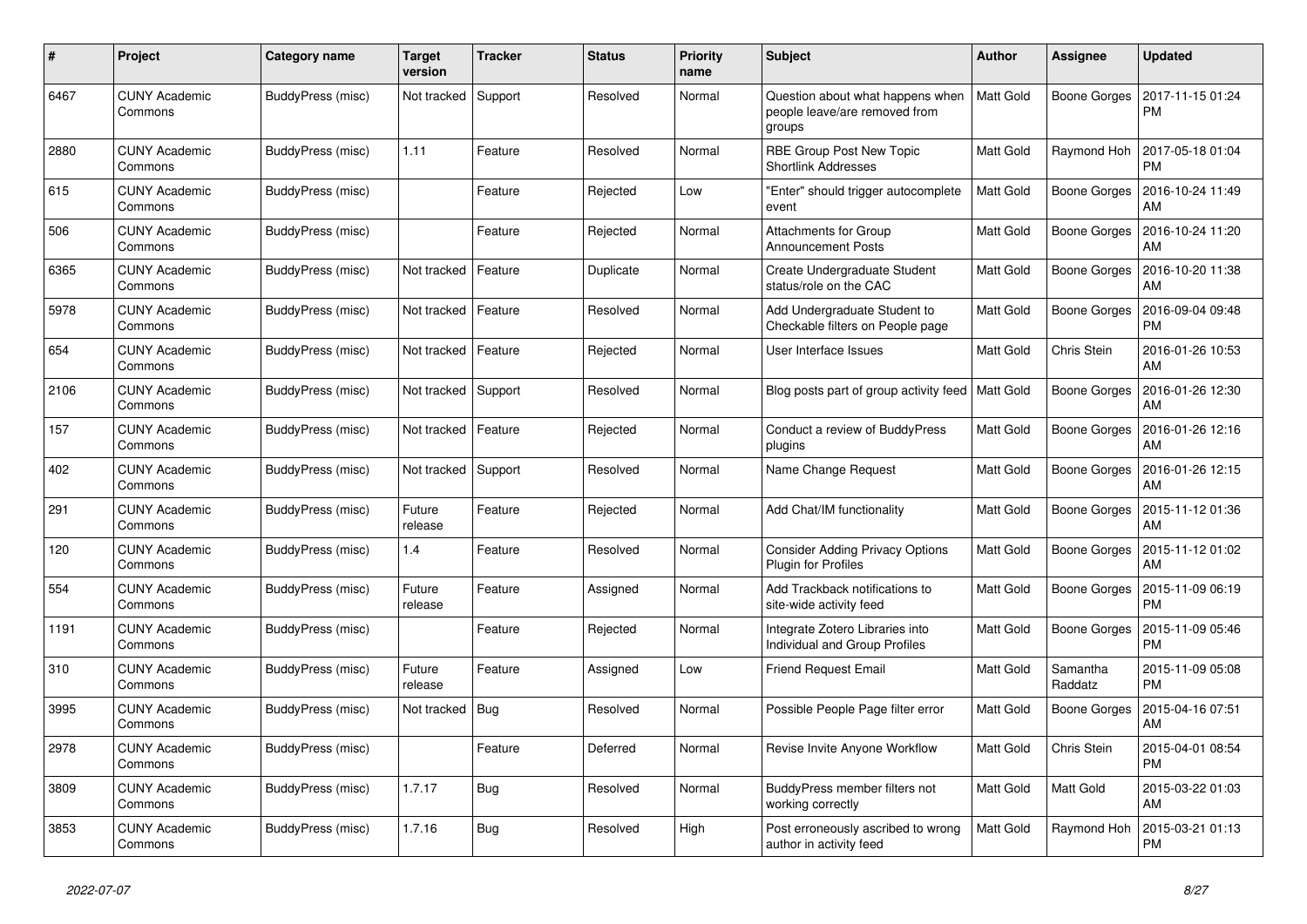| # | Project | Category name | Target version | Tracker | Status | Priority name | Subject | Author | Assignee | Updated |
|---|---|---|---|---|---|---|---|---|---|---|
| 6467 | CUNY Academic Commons | BuddyPress (misc) | Not tracked | Support | Resolved | Normal | Question about what happens when people leave/are removed from groups | Matt Gold | Boone Gorges | 2017-11-15 01:24 PM |
| 2880 | CUNY Academic Commons | BuddyPress (misc) | 1.11 | Feature | Resolved | Normal | RBE Group Post New Topic Shortlink Addresses | Matt Gold | Raymond Hoh | 2017-05-18 01:04 PM |
| 615 | CUNY Academic Commons | BuddyPress (misc) | | Feature | Rejected | Low | "Enter" should trigger autocomplete event | Matt Gold | Boone Gorges | 2016-10-24 11:49 AM |
| 506 | CUNY Academic Commons | BuddyPress (misc) | | Feature | Rejected | Normal | Attachments for Group Announcement Posts | Matt Gold | Boone Gorges | 2016-10-24 11:20 AM |
| 6365 | CUNY Academic Commons | BuddyPress (misc) | Not tracked | Feature | Duplicate | Normal | Create Undergraduate Student status/role on the CAC | Matt Gold | Boone Gorges | 2016-10-20 11:38 AM |
| 5978 | CUNY Academic Commons | BuddyPress (misc) | Not tracked | Feature | Resolved | Normal | Add Undergraduate Student to Checkable filters on People page | Matt Gold | Boone Gorges | 2016-09-04 09:48 PM |
| 654 | CUNY Academic Commons | BuddyPress (misc) | Not tracked | Feature | Rejected | Normal | User Interface Issues | Matt Gold | Chris Stein | 2016-01-26 10:53 AM |
| 2106 | CUNY Academic Commons | BuddyPress (misc) | Not tracked | Support | Resolved | Normal | Blog posts part of group activity feed | Matt Gold | Boone Gorges | 2016-01-26 12:30 AM |
| 157 | CUNY Academic Commons | BuddyPress (misc) | Not tracked | Feature | Rejected | Normal | Conduct a review of BuddyPress plugins | Matt Gold | Boone Gorges | 2016-01-26 12:16 AM |
| 402 | CUNY Academic Commons | BuddyPress (misc) | Not tracked | Support | Resolved | Normal | Name Change Request | Matt Gold | Boone Gorges | 2016-01-26 12:15 AM |
| 291 | CUNY Academic Commons | BuddyPress (misc) | Future release | Feature | Rejected | Normal | Add Chat/IM functionality | Matt Gold | Boone Gorges | 2015-11-12 01:36 AM |
| 120 | CUNY Academic Commons | BuddyPress (misc) | 1.4 | Feature | Resolved | Normal | Consider Adding Privacy Options Plugin for Profiles | Matt Gold | Boone Gorges | 2015-11-12 01:02 AM |
| 554 | CUNY Academic Commons | BuddyPress (misc) | Future release | Feature | Assigned | Normal | Add Trackback notifications to site-wide activity feed | Matt Gold | Boone Gorges | 2015-11-09 06:19 PM |
| 1191 | CUNY Academic Commons | BuddyPress (misc) | | Feature | Rejected | Normal | Integrate Zotero Libraries into Individual and Group Profiles | Matt Gold | Boone Gorges | 2015-11-09 05:46 PM |
| 310 | CUNY Academic Commons | BuddyPress (misc) | Future release | Feature | Assigned | Low | Friend Request Email | Matt Gold | Samantha Raddatz | 2015-11-09 05:08 PM |
| 3995 | CUNY Academic Commons | BuddyPress (misc) | Not tracked | Bug | Resolved | Normal | Possible People Page filter error | Matt Gold | Boone Gorges | 2015-04-16 07:51 AM |
| 2978 | CUNY Academic Commons | BuddyPress (misc) | | Feature | Deferred | Normal | Revise Invite Anyone Workflow | Matt Gold | Chris Stein | 2015-04-01 08:54 PM |
| 3809 | CUNY Academic Commons | BuddyPress (misc) | 1.7.17 | Bug | Resolved | Normal | BuddyPress member filters not working correctly | Matt Gold | Matt Gold | 2015-03-22 01:03 AM |
| 3853 | CUNY Academic Commons | BuddyPress (misc) | 1.7.16 | Bug | Resolved | High | Post erroneously ascribed to wrong author in activity feed | Matt Gold | Raymond Hoh | 2015-03-21 01:13 PM |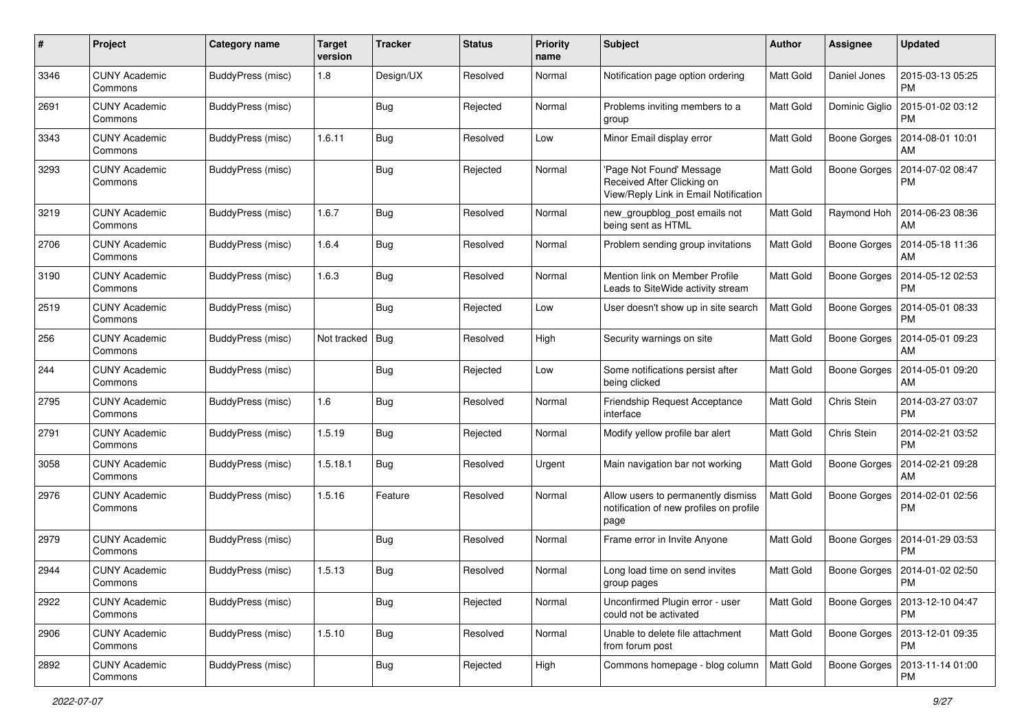| # | Project | Category name | Target version | Tracker | Status | Priority name | Subject | Author | Assignee | Updated |
|---|---|---|---|---|---|---|---|---|---|---|
| 3346 | CUNY Academic Commons | BuddyPress (misc) | 1.8 | Design/UX | Resolved | Normal | Notification page option ordering | Matt Gold | Daniel Jones | 2015-03-13 05:25 PM |
| 2691 | CUNY Academic Commons | BuddyPress (misc) | | Bug | Rejected | Normal | Problems inviting members to a group | Matt Gold | Dominic Giglio | 2015-01-02 03:12 PM |
| 3343 | CUNY Academic Commons | BuddyPress (misc) | 1.6.11 | Bug | Resolved | Low | Minor Email display error | Matt Gold | Boone Gorges | 2014-08-01 10:01 AM |
| 3293 | CUNY Academic Commons | BuddyPress (misc) | | Bug | Rejected | Normal | 'Page Not Found' Message Received After Clicking on View/Reply Link in Email Notification | Matt Gold | Boone Gorges | 2014-07-02 08:47 PM |
| 3219 | CUNY Academic Commons | BuddyPress (misc) | 1.6.7 | Bug | Resolved | Normal | new_groupblog_post emails not being sent as HTML | Matt Gold | Raymond Hoh | 2014-06-23 08:36 AM |
| 2706 | CUNY Academic Commons | BuddyPress (misc) | 1.6.4 | Bug | Resolved | Normal | Problem sending group invitations | Matt Gold | Boone Gorges | 2014-05-18 11:36 AM |
| 3190 | CUNY Academic Commons | BuddyPress (misc) | 1.6.3 | Bug | Resolved | Normal | Mention link on Member Profile Leads to SiteWide activity stream | Matt Gold | Boone Gorges | 2014-05-12 02:53 PM |
| 2519 | CUNY Academic Commons | BuddyPress (misc) | | Bug | Rejected | Low | User doesn't show up in site search | Matt Gold | Boone Gorges | 2014-05-01 08:33 PM |
| 256 | CUNY Academic Commons | BuddyPress (misc) | Not tracked | Bug | Resolved | High | Security warnings on site | Matt Gold | Boone Gorges | 2014-05-01 09:23 AM |
| 244 | CUNY Academic Commons | BuddyPress (misc) | | Bug | Rejected | Low | Some notifications persist after being clicked | Matt Gold | Boone Gorges | 2014-05-01 09:20 AM |
| 2795 | CUNY Academic Commons | BuddyPress (misc) | 1.6 | Bug | Resolved | Normal | Friendship Request Acceptance interface | Matt Gold | Chris Stein | 2014-03-27 03:07 PM |
| 2791 | CUNY Academic Commons | BuddyPress (misc) | 1.5.19 | Bug | Rejected | Normal | Modify yellow profile bar alert | Matt Gold | Chris Stein | 2014-02-21 03:52 PM |
| 3058 | CUNY Academic Commons | BuddyPress (misc) | 1.5.18.1 | Bug | Resolved | Urgent | Main navigation bar not working | Matt Gold | Boone Gorges | 2014-02-21 09:28 AM |
| 2976 | CUNY Academic Commons | BuddyPress (misc) | 1.5.16 | Feature | Resolved | Normal | Allow users to permanently dismiss notification of new profiles on profile page | Matt Gold | Boone Gorges | 2014-02-01 02:56 PM |
| 2979 | CUNY Academic Commons | BuddyPress (misc) | | Bug | Resolved | Normal | Frame error in Invite Anyone | Matt Gold | Boone Gorges | 2014-01-29 03:53 PM |
| 2944 | CUNY Academic Commons | BuddyPress (misc) | 1.5.13 | Bug | Resolved | Normal | Long load time on send invites group pages | Matt Gold | Boone Gorges | 2014-01-02 02:50 PM |
| 2922 | CUNY Academic Commons | BuddyPress (misc) | | Bug | Rejected | Normal | Unconfirmed Plugin error - user could not be activated | Matt Gold | Boone Gorges | 2013-12-10 04:47 PM |
| 2906 | CUNY Academic Commons | BuddyPress (misc) | 1.5.10 | Bug | Resolved | Normal | Unable to delete file attachment from forum post | Matt Gold | Boone Gorges | 2013-12-01 09:35 PM |
| 2892 | CUNY Academic Commons | BuddyPress (misc) | | Bug | Rejected | High | Commons homepage - blog column | Matt Gold | Boone Gorges | 2013-11-14 01:00 PM |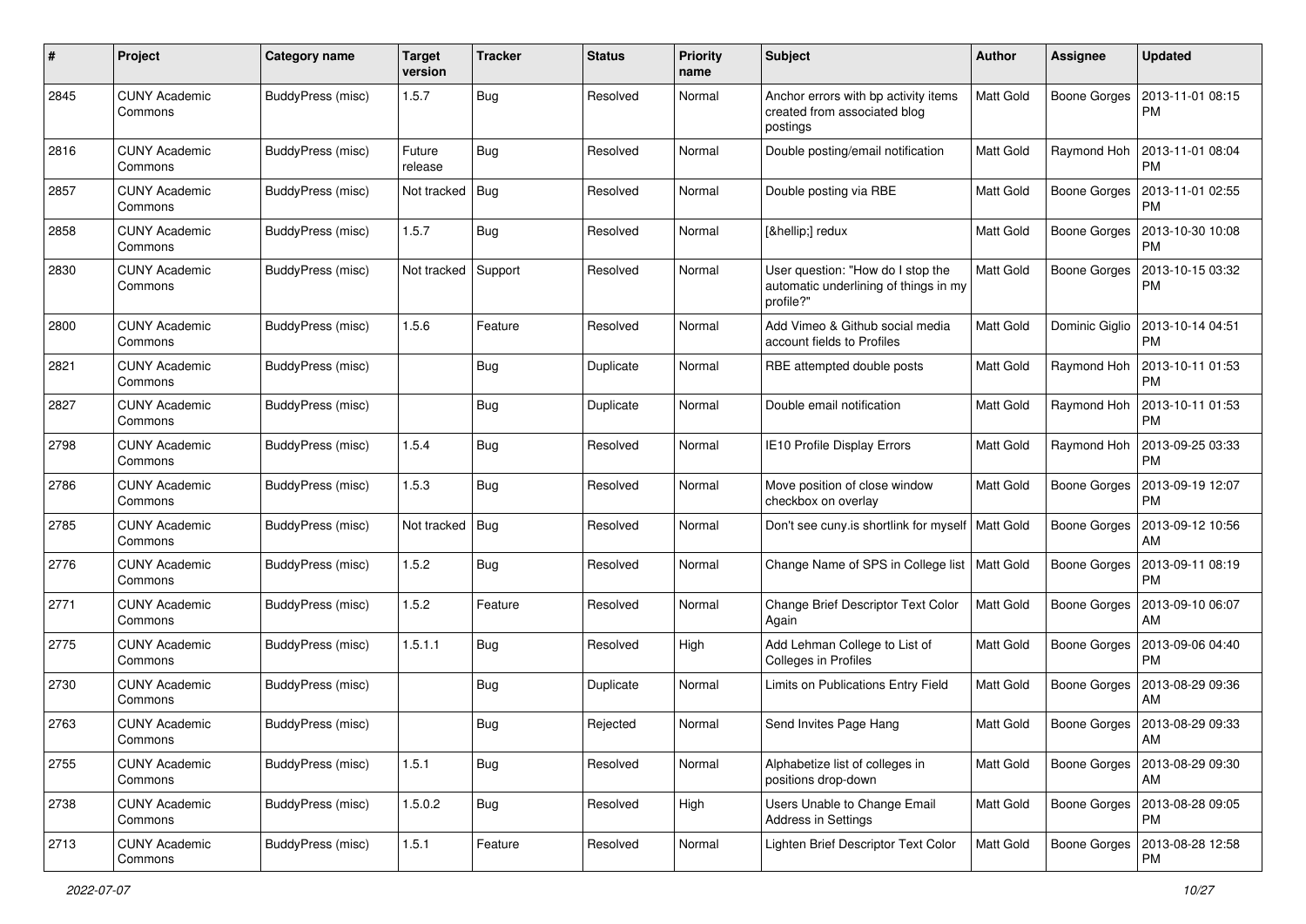| # | Project | Category name | Target version | Tracker | Status | Priority name | Subject | Author | Assignee | Updated |
|---|---|---|---|---|---|---|---|---|---|---|
| 2845 | CUNY Academic Commons | BuddyPress (misc) | 1.5.7 | Bug | Resolved | Normal | Anchor errors with bp activity items created from associated blog postings | Matt Gold | Boone Gorges | 2013-11-01 08:15 PM |
| 2816 | CUNY Academic Commons | BuddyPress (misc) | Future release | Bug | Resolved | Normal | Double posting/email notification | Matt Gold | Raymond Hoh | 2013-11-01 08:04 PM |
| 2857 | CUNY Academic Commons | BuddyPress (misc) | Not tracked | Bug | Resolved | Normal | Double posting via RBE | Matt Gold | Boone Gorges | 2013-11-01 02:55 PM |
| 2858 | CUNY Academic Commons | BuddyPress (misc) | 1.5.7 | Bug | Resolved | Normal | [&hellip;] redux | Matt Gold | Boone Gorges | 2013-10-30 10:08 PM |
| 2830 | CUNY Academic Commons | BuddyPress (misc) | Not tracked | Support | Resolved | Normal | User question: "How do I stop the automatic underlining of things in my profile?" | Matt Gold | Boone Gorges | 2013-10-15 03:32 PM |
| 2800 | CUNY Academic Commons | BuddyPress (misc) | 1.5.6 | Feature | Resolved | Normal | Add Vimeo & Github social media account fields to Profiles | Matt Gold | Dominic Giglio | 2013-10-14 04:51 PM |
| 2821 | CUNY Academic Commons | BuddyPress (misc) | | Bug | Duplicate | Normal | RBE attempted double posts | Matt Gold | Raymond Hoh | 2013-10-11 01:53 PM |
| 2827 | CUNY Academic Commons | BuddyPress (misc) | | Bug | Duplicate | Normal | Double email notification | Matt Gold | Raymond Hoh | 2013-10-11 01:53 PM |
| 2798 | CUNY Academic Commons | BuddyPress (misc) | 1.5.4 | Bug | Resolved | Normal | IE10 Profile Display Errors | Matt Gold | Raymond Hoh | 2013-09-25 03:33 PM |
| 2786 | CUNY Academic Commons | BuddyPress (misc) | 1.5.3 | Bug | Resolved | Normal | Move position of close window checkbox on overlay | Matt Gold | Boone Gorges | 2013-09-19 12:07 PM |
| 2785 | CUNY Academic Commons | BuddyPress (misc) | Not tracked | Bug | Resolved | Normal | Don't see cuny.is shortlink for myself | Matt Gold | Boone Gorges | 2013-09-12 10:56 AM |
| 2776 | CUNY Academic Commons | BuddyPress (misc) | 1.5.2 | Bug | Resolved | Normal | Change Name of SPS in College list | Matt Gold | Boone Gorges | 2013-09-11 08:19 PM |
| 2771 | CUNY Academic Commons | BuddyPress (misc) | 1.5.2 | Feature | Resolved | Normal | Change Brief Descriptor Text Color Again | Matt Gold | Boone Gorges | 2013-09-10 06:07 AM |
| 2775 | CUNY Academic Commons | BuddyPress (misc) | 1.5.1.1 | Bug | Resolved | High | Add Lehman College to List of Colleges in Profiles | Matt Gold | Boone Gorges | 2013-09-06 04:40 PM |
| 2730 | CUNY Academic Commons | BuddyPress (misc) | | Bug | Duplicate | Normal | Limits on Publications Entry Field | Matt Gold | Boone Gorges | 2013-08-29 09:36 AM |
| 2763 | CUNY Academic Commons | BuddyPress (misc) | | Bug | Rejected | Normal | Send Invites Page Hang | Matt Gold | Boone Gorges | 2013-08-29 09:33 AM |
| 2755 | CUNY Academic Commons | BuddyPress (misc) | 1.5.1 | Bug | Resolved | Normal | Alphabetize list of colleges in positions drop-down | Matt Gold | Boone Gorges | 2013-08-29 09:30 AM |
| 2738 | CUNY Academic Commons | BuddyPress (misc) | 1.5.0.2 | Bug | Resolved | High | Users Unable to Change Email Address in Settings | Matt Gold | Boone Gorges | 2013-08-28 09:05 PM |
| 2713 | CUNY Academic Commons | BuddyPress (misc) | 1.5.1 | Feature | Resolved | Normal | Lighten Brief Descriptor Text Color | Matt Gold | Boone Gorges | 2013-08-28 12:58 PM |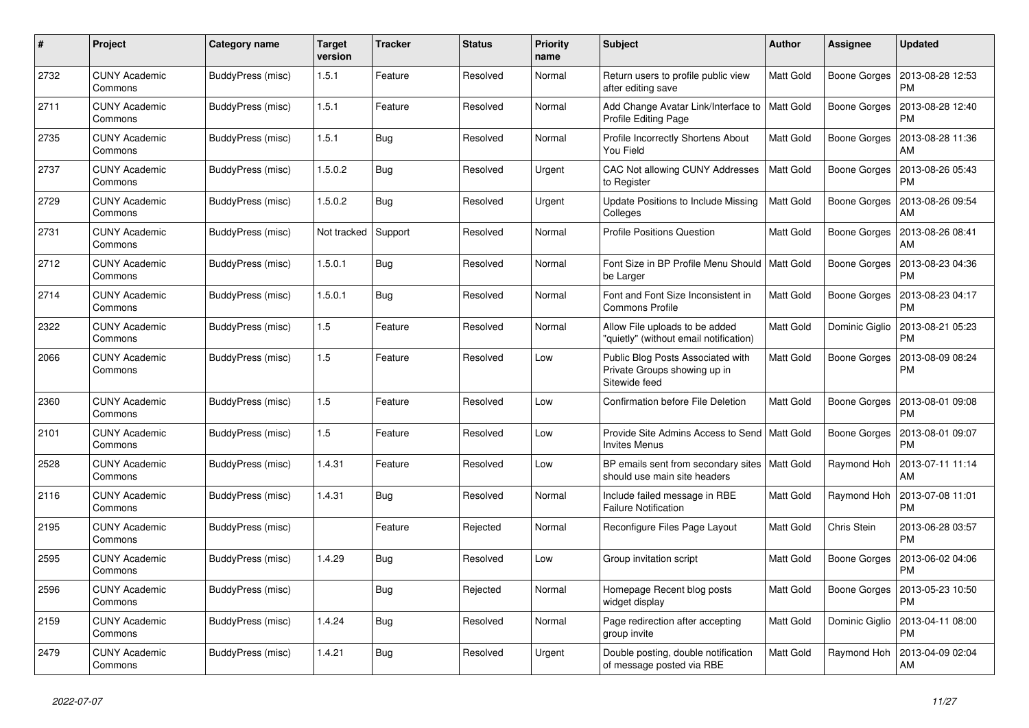| # | Project | Category name | Target version | Tracker | Status | Priority name | Subject | Author | Assignee | Updated |
|---|---|---|---|---|---|---|---|---|---|---|
| 2732 | CUNY Academic Commons | BuddyPress (misc) | 1.5.1 | Feature | Resolved | Normal | Return users to profile public view after editing save | Matt Gold | Boone Gorges | 2013-08-28 12:53 PM |
| 2711 | CUNY Academic Commons | BuddyPress (misc) | 1.5.1 | Feature | Resolved | Normal | Add Change Avatar Link/Interface to Profile Editing Page | Matt Gold | Boone Gorges | 2013-08-28 12:40 PM |
| 2735 | CUNY Academic Commons | BuddyPress (misc) | 1.5.1 | Bug | Resolved | Normal | Profile Incorrectly Shortens About You Field | Matt Gold | Boone Gorges | 2013-08-28 11:36 AM |
| 2737 | CUNY Academic Commons | BuddyPress (misc) | 1.5.0.2 | Bug | Resolved | Urgent | CAC Not allowing CUNY Addresses to Register | Matt Gold | Boone Gorges | 2013-08-26 05:43 PM |
| 2729 | CUNY Academic Commons | BuddyPress (misc) | 1.5.0.2 | Bug | Resolved | Urgent | Update Positions to Include Missing Colleges | Matt Gold | Boone Gorges | 2013-08-26 09:54 AM |
| 2731 | CUNY Academic Commons | BuddyPress (misc) | Not tracked | Support | Resolved | Normal | Profile Positions Question | Matt Gold | Boone Gorges | 2013-08-26 08:41 AM |
| 2712 | CUNY Academic Commons | BuddyPress (misc) | 1.5.0.1 | Bug | Resolved | Normal | Font Size in BP Profile Menu Should be Larger | Matt Gold | Boone Gorges | 2013-08-23 04:36 PM |
| 2714 | CUNY Academic Commons | BuddyPress (misc) | 1.5.0.1 | Bug | Resolved | Normal | Font and Font Size Inconsistent in Commons Profile | Matt Gold | Boone Gorges | 2013-08-23 04:17 PM |
| 2322 | CUNY Academic Commons | BuddyPress (misc) | 1.5 | Feature | Resolved | Normal | Allow File uploads to be added "quietly" (without email notification) | Matt Gold | Dominic Giglio | 2013-08-21 05:23 PM |
| 2066 | CUNY Academic Commons | BuddyPress (misc) | 1.5 | Feature | Resolved | Low | Public Blog Posts Associated with Private Groups showing up in Sitewide feed | Matt Gold | Boone Gorges | 2013-08-09 08:24 PM |
| 2360 | CUNY Academic Commons | BuddyPress (misc) | 1.5 | Feature | Resolved | Low | Confirmation before File Deletion | Matt Gold | Boone Gorges | 2013-08-01 09:08 PM |
| 2101 | CUNY Academic Commons | BuddyPress (misc) | 1.5 | Feature | Resolved | Low | Provide Site Admins Access to Send Invites Menus | Matt Gold | Boone Gorges | 2013-08-01 09:07 PM |
| 2528 | CUNY Academic Commons | BuddyPress (misc) | 1.4.31 | Feature | Resolved | Low | BP emails sent from secondary sites should use main site headers | Matt Gold | Raymond Hoh | 2013-07-11 11:14 AM |
| 2116 | CUNY Academic Commons | BuddyPress (misc) | 1.4.31 | Bug | Resolved | Normal | Include failed message in RBE Failure Notification | Matt Gold | Raymond Hoh | 2013-07-08 11:01 PM |
| 2195 | CUNY Academic Commons | BuddyPress (misc) | | Feature | Rejected | Normal | Reconfigure Files Page Layout | Matt Gold | Chris Stein | 2013-06-28 03:57 PM |
| 2595 | CUNY Academic Commons | BuddyPress (misc) | 1.4.29 | Bug | Resolved | Low | Group invitation script | Matt Gold | Boone Gorges | 2013-06-02 04:06 PM |
| 2596 | CUNY Academic Commons | BuddyPress (misc) | | Bug | Rejected | Normal | Homepage Recent blog posts widget display | Matt Gold | Boone Gorges | 2013-05-23 10:50 PM |
| 2159 | CUNY Academic Commons | BuddyPress (misc) | 1.4.24 | Bug | Resolved | Normal | Page redirection after accepting group invite | Matt Gold | Dominic Giglio | 2013-04-11 08:00 PM |
| 2479 | CUNY Academic Commons | BuddyPress (misc) | 1.4.21 | Bug | Resolved | Urgent | Double posting, double notification of message posted via RBE | Matt Gold | Raymond Hoh | 2013-04-09 02:04 AM |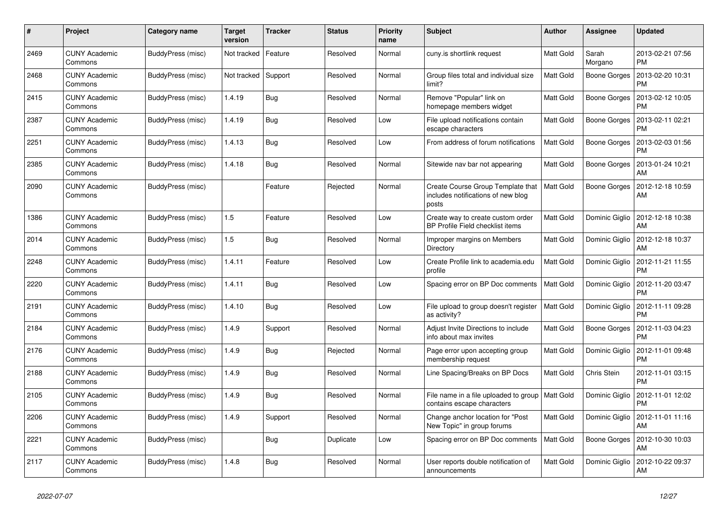| # | Project | Category name | Target version | Tracker | Status | Priority name | Subject | Author | Assignee | Updated |
|---|---|---|---|---|---|---|---|---|---|---|
| 2469 | CUNY Academic Commons | BuddyPress (misc) | Not tracked | Feature | Resolved | Normal | cuny.is shortlink request | Matt Gold | Sarah Morgano | 2013-02-21 07:56 PM |
| 2468 | CUNY Academic Commons | BuddyPress (misc) | Not tracked | Support | Resolved | Normal | Group files total and individual size limit? | Matt Gold | Boone Gorges | 2013-02-20 10:31 PM |
| 2415 | CUNY Academic Commons | BuddyPress (misc) | 1.4.19 | Bug | Resolved | Normal | Remove "Popular" link on homepage members widget | Matt Gold | Boone Gorges | 2013-02-12 10:05 PM |
| 2387 | CUNY Academic Commons | BuddyPress (misc) | 1.4.19 | Bug | Resolved | Low | File upload notifications contain escape characters | Matt Gold | Boone Gorges | 2013-02-11 02:21 PM |
| 2251 | CUNY Academic Commons | BuddyPress (misc) | 1.4.13 | Bug | Resolved | Low | From address of forum notifications | Matt Gold | Boone Gorges | 2013-02-03 01:56 PM |
| 2385 | CUNY Academic Commons | BuddyPress (misc) | 1.4.18 | Bug | Resolved | Normal | Sitewide nav bar not appearing | Matt Gold | Boone Gorges | 2013-01-24 10:21 AM |
| 2090 | CUNY Academic Commons | BuddyPress (misc) | | Feature | Rejected | Normal | Create Course Group Template that includes notifications of new blog posts | Matt Gold | Boone Gorges | 2012-12-18 10:59 AM |
| 1386 | CUNY Academic Commons | BuddyPress (misc) | 1.5 | Feature | Resolved | Low | Create way to create custom order BP Profile Field checklist items | Matt Gold | Dominic Giglio | 2012-12-18 10:38 AM |
| 2014 | CUNY Academic Commons | BuddyPress (misc) | 1.5 | Bug | Resolved | Normal | Improper margins on Members Directory | Matt Gold | Dominic Giglio | 2012-12-18 10:37 AM |
| 2248 | CUNY Academic Commons | BuddyPress (misc) | 1.4.11 | Feature | Resolved | Low | Create Profile link to academia.edu profile | Matt Gold | Dominic Giglio | 2012-11-21 11:55 PM |
| 2220 | CUNY Academic Commons | BuddyPress (misc) | 1.4.11 | Bug | Resolved | Low | Spacing error on BP Doc comments | Matt Gold | Dominic Giglio | 2012-11-20 03:47 PM |
| 2191 | CUNY Academic Commons | BuddyPress (misc) | 1.4.10 | Bug | Resolved | Low | File upload to group doesn't register as activity? | Matt Gold | Dominic Giglio | 2012-11-11 09:28 PM |
| 2184 | CUNY Academic Commons | BuddyPress (misc) | 1.4.9 | Support | Resolved | Normal | Adjust Invite Directions to include info about max invites | Matt Gold | Boone Gorges | 2012-11-03 04:23 PM |
| 2176 | CUNY Academic Commons | BuddyPress (misc) | 1.4.9 | Bug | Rejected | Normal | Page error upon accepting group membership request | Matt Gold | Dominic Giglio | 2012-11-01 09:48 PM |
| 2188 | CUNY Academic Commons | BuddyPress (misc) | 1.4.9 | Bug | Resolved | Normal | Line Spacing/Breaks on BP Docs | Matt Gold | Chris Stein | 2012-11-01 03:15 PM |
| 2105 | CUNY Academic Commons | BuddyPress (misc) | 1.4.9 | Bug | Resolved | Normal | File name in a file uploaded to group contains escape characters | Matt Gold | Dominic Giglio | 2012-11-01 12:02 PM |
| 2206 | CUNY Academic Commons | BuddyPress (misc) | 1.4.9 | Support | Resolved | Normal | Change anchor location for "Post New Topic" in group forums | Matt Gold | Dominic Giglio | 2012-11-01 11:16 AM |
| 2221 | CUNY Academic Commons | BuddyPress (misc) | | Bug | Duplicate | Low | Spacing error on BP Doc comments | Matt Gold | Boone Gorges | 2012-10-30 10:03 AM |
| 2117 | CUNY Academic Commons | BuddyPress (misc) | 1.4.8 | Bug | Resolved | Normal | User reports double notification of announcements | Matt Gold | Dominic Giglio | 2012-10-22 09:37 AM |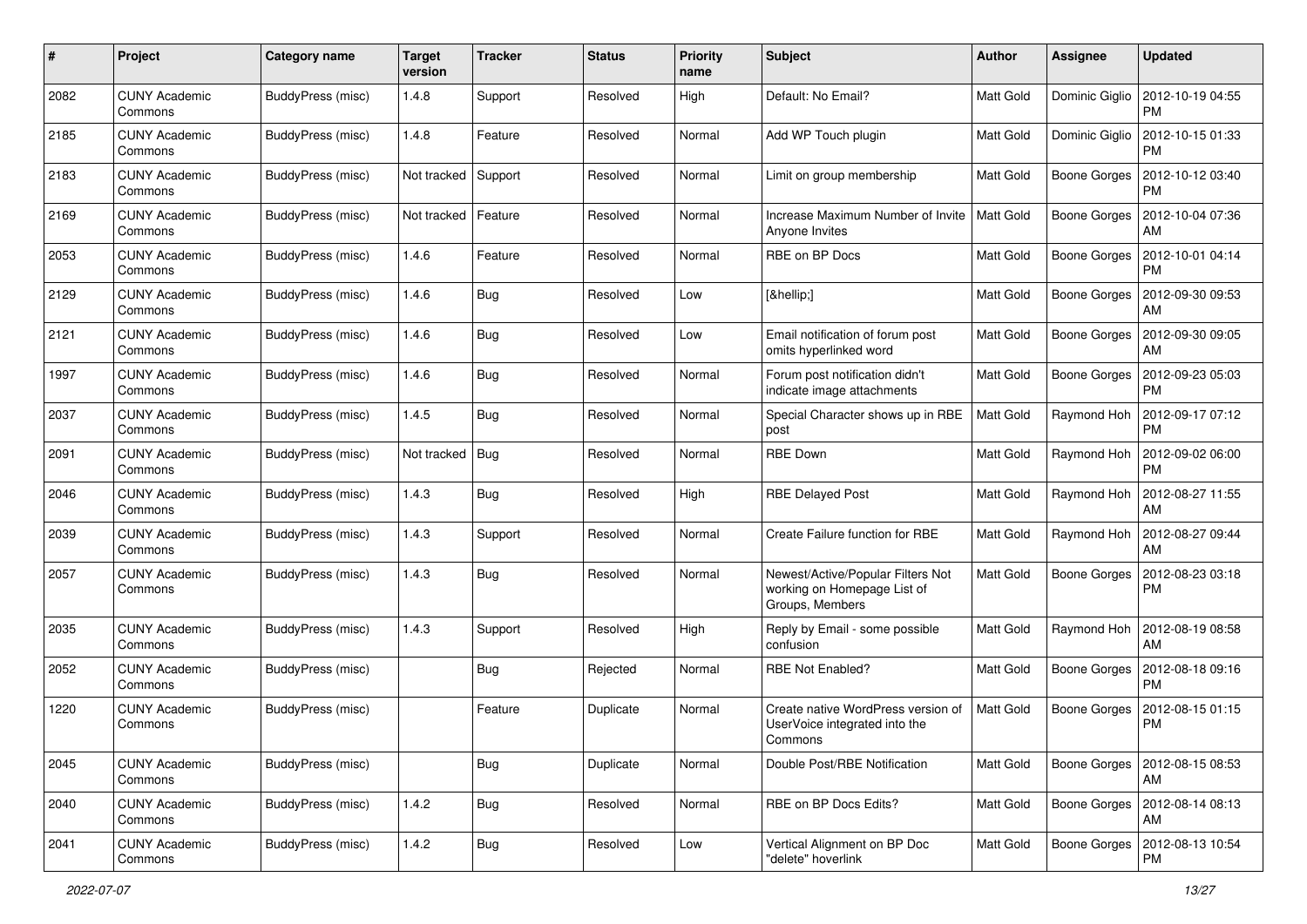| # | Project | Category name | Target version | Tracker | Status | Priority name | Subject | Author | Assignee | Updated |
|---|---|---|---|---|---|---|---|---|---|---|
| 2082 | CUNY Academic Commons | BuddyPress (misc) | 1.4.8 | Support | Resolved | High | Default: No Email? | Matt Gold | Dominic Giglio | 2012-10-19 04:55 PM |
| 2185 | CUNY Academic Commons | BuddyPress (misc) | 1.4.8 | Feature | Resolved | Normal | Add WP Touch plugin | Matt Gold | Dominic Giglio | 2012-10-15 01:33 PM |
| 2183 | CUNY Academic Commons | BuddyPress (misc) | Not tracked | Support | Resolved | Normal | Limit on group membership | Matt Gold | Boone Gorges | 2012-10-12 03:40 PM |
| 2169 | CUNY Academic Commons | BuddyPress (misc) | Not tracked | Feature | Resolved | Normal | Increase Maximum Number of Invite Anyone Invites | Matt Gold | Boone Gorges | 2012-10-04 07:36 AM |
| 2053 | CUNY Academic Commons | BuddyPress (misc) | 1.4.6 | Feature | Resolved | Normal | RBE on BP Docs | Matt Gold | Boone Gorges | 2012-10-01 04:14 PM |
| 2129 | CUNY Academic Commons | BuddyPress (misc) | 1.4.6 | Bug | Resolved | Low | [&hellip;] | Matt Gold | Boone Gorges | 2012-09-30 09:53 AM |
| 2121 | CUNY Academic Commons | BuddyPress (misc) | 1.4.6 | Bug | Resolved | Low | Email notification of forum post omits hyperlinked word | Matt Gold | Boone Gorges | 2012-09-30 09:05 AM |
| 1997 | CUNY Academic Commons | BuddyPress (misc) | 1.4.6 | Bug | Resolved | Normal | Forum post notification didn't indicate image attachments | Matt Gold | Boone Gorges | 2012-09-23 05:03 PM |
| 2037 | CUNY Academic Commons | BuddyPress (misc) | 1.4.5 | Bug | Resolved | Normal | Special Character shows up in RBE post | Matt Gold | Raymond Hoh | 2012-09-17 07:12 PM |
| 2091 | CUNY Academic Commons | BuddyPress (misc) | Not tracked | Bug | Resolved | Normal | RBE Down | Matt Gold | Raymond Hoh | 2012-09-02 06:00 PM |
| 2046 | CUNY Academic Commons | BuddyPress (misc) | 1.4.3 | Bug | Resolved | High | RBE Delayed Post | Matt Gold | Raymond Hoh | 2012-08-27 11:55 AM |
| 2039 | CUNY Academic Commons | BuddyPress (misc) | 1.4.3 | Support | Resolved | Normal | Create Failure function for RBE | Matt Gold | Raymond Hoh | 2012-08-27 09:44 AM |
| 2057 | CUNY Academic Commons | BuddyPress (misc) | 1.4.3 | Bug | Resolved | Normal | Newest/Active/Popular Filters Not working on Homepage List of Groups, Members | Matt Gold | Boone Gorges | 2012-08-23 03:18 PM |
| 2035 | CUNY Academic Commons | BuddyPress (misc) | 1.4.3 | Support | Resolved | High | Reply by Email - some possible confusion | Matt Gold | Raymond Hoh | 2012-08-19 08:58 AM |
| 2052 | CUNY Academic Commons | BuddyPress (misc) | | Bug | Rejected | Normal | RBE Not Enabled? | Matt Gold | Boone Gorges | 2012-08-18 09:16 PM |
| 1220 | CUNY Academic Commons | BuddyPress (misc) | | Feature | Duplicate | Normal | Create native WordPress version of UserVoice integrated into the Commons | Matt Gold | Boone Gorges | 2012-08-15 01:15 PM |
| 2045 | CUNY Academic Commons | BuddyPress (misc) | | Bug | Duplicate | Normal | Double Post/RBE Notification | Matt Gold | Boone Gorges | 2012-08-15 08:53 AM |
| 2040 | CUNY Academic Commons | BuddyPress (misc) | 1.4.2 | Bug | Resolved | Normal | RBE on BP Docs Edits? | Matt Gold | Boone Gorges | 2012-08-14 08:13 AM |
| 2041 | CUNY Academic Commons | BuddyPress (misc) | 1.4.2 | Bug | Resolved | Low | Vertical Alignment on BP Doc "delete" hoverlink | Matt Gold | Boone Gorges | 2012-08-13 10:54 PM |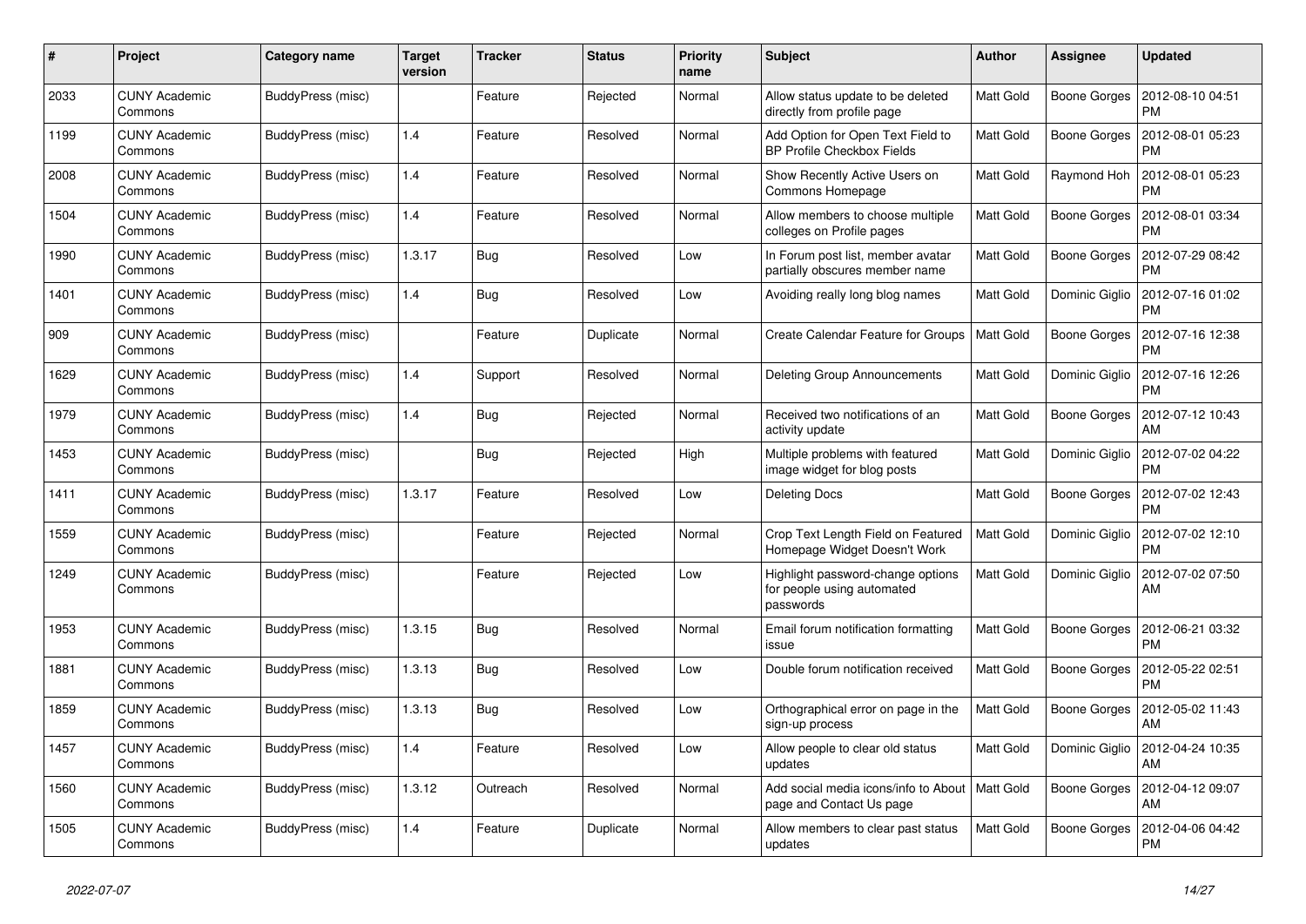| # | Project | Category name | Target version | Tracker | Status | Priority name | Subject | Author | Assignee | Updated |
|---|---|---|---|---|---|---|---|---|---|---|
| 2033 | CUNY Academic Commons | BuddyPress (misc) | | Feature | Rejected | Normal | Allow status update to be deleted directly from profile page | Matt Gold | Boone Gorges | 2012-08-10 04:51 PM |
| 1199 | CUNY Academic Commons | BuddyPress (misc) | 1.4 | Feature | Resolved | Normal | Add Option for Open Text Field to BP Profile Checkbox Fields | Matt Gold | Boone Gorges | 2012-08-01 05:23 PM |
| 2008 | CUNY Academic Commons | BuddyPress (misc) | 1.4 | Feature | Resolved | Normal | Show Recently Active Users on Commons Homepage | Matt Gold | Raymond Hoh | 2012-08-01 05:23 PM |
| 1504 | CUNY Academic Commons | BuddyPress (misc) | 1.4 | Feature | Resolved | Normal | Allow members to choose multiple colleges on Profile pages | Matt Gold | Boone Gorges | 2012-08-01 03:34 PM |
| 1990 | CUNY Academic Commons | BuddyPress (misc) | 1.3.17 | Bug | Resolved | Low | In Forum post list, member avatar partially obscures member name | Matt Gold | Boone Gorges | 2012-07-29 08:42 PM |
| 1401 | CUNY Academic Commons | BuddyPress (misc) | 1.4 | Bug | Resolved | Low | Avoiding really long blog names | Matt Gold | Dominic Giglio | 2012-07-16 01:02 PM |
| 909 | CUNY Academic Commons | BuddyPress (misc) | | Feature | Duplicate | Normal | Create Calendar Feature for Groups | Matt Gold | Boone Gorges | 2012-07-16 12:38 PM |
| 1629 | CUNY Academic Commons | BuddyPress (misc) | 1.4 | Support | Resolved | Normal | Deleting Group Announcements | Matt Gold | Dominic Giglio | 2012-07-16 12:26 PM |
| 1979 | CUNY Academic Commons | BuddyPress (misc) | 1.4 | Bug | Rejected | Normal | Received two notifications of an activity update | Matt Gold | Boone Gorges | 2012-07-12 10:43 AM |
| 1453 | CUNY Academic Commons | BuddyPress (misc) | | Bug | Rejected | High | Multiple problems with featured image widget for blog posts | Matt Gold | Dominic Giglio | 2012-07-02 04:22 PM |
| 1411 | CUNY Academic Commons | BuddyPress (misc) | 1.3.17 | Feature | Resolved | Low | Deleting Docs | Matt Gold | Boone Gorges | 2012-07-02 12:43 PM |
| 1559 | CUNY Academic Commons | BuddyPress (misc) | | Feature | Rejected | Normal | Crop Text Length Field on Featured Homepage Widget Doesn't Work | Matt Gold | Dominic Giglio | 2012-07-02 12:10 PM |
| 1249 | CUNY Academic Commons | BuddyPress (misc) | | Feature | Rejected | Low | Highlight password-change options for people using automated passwords | Matt Gold | Dominic Giglio | 2012-07-02 07:50 AM |
| 1953 | CUNY Academic Commons | BuddyPress (misc) | 1.3.15 | Bug | Resolved | Normal | Email forum notification formatting issue | Matt Gold | Boone Gorges | 2012-06-21 03:32 PM |
| 1881 | CUNY Academic Commons | BuddyPress (misc) | 1.3.13 | Bug | Resolved | Low | Double forum notification received | Matt Gold | Boone Gorges | 2012-05-22 02:51 PM |
| 1859 | CUNY Academic Commons | BuddyPress (misc) | 1.3.13 | Bug | Resolved | Low | Orthographical error on page in the sign-up process | Matt Gold | Boone Gorges | 2012-05-02 11:43 AM |
| 1457 | CUNY Academic Commons | BuddyPress (misc) | 1.4 | Feature | Resolved | Low | Allow people to clear old status updates | Matt Gold | Dominic Giglio | 2012-04-24 10:35 AM |
| 1560 | CUNY Academic Commons | BuddyPress (misc) | 1.3.12 | Outreach | Resolved | Normal | Add social media icons/info to About page and Contact Us page | Matt Gold | Boone Gorges | 2012-04-12 09:07 AM |
| 1505 | CUNY Academic Commons | BuddyPress (misc) | 1.4 | Feature | Duplicate | Normal | Allow members to clear past status updates | Matt Gold | Boone Gorges | 2012-04-06 04:42 PM |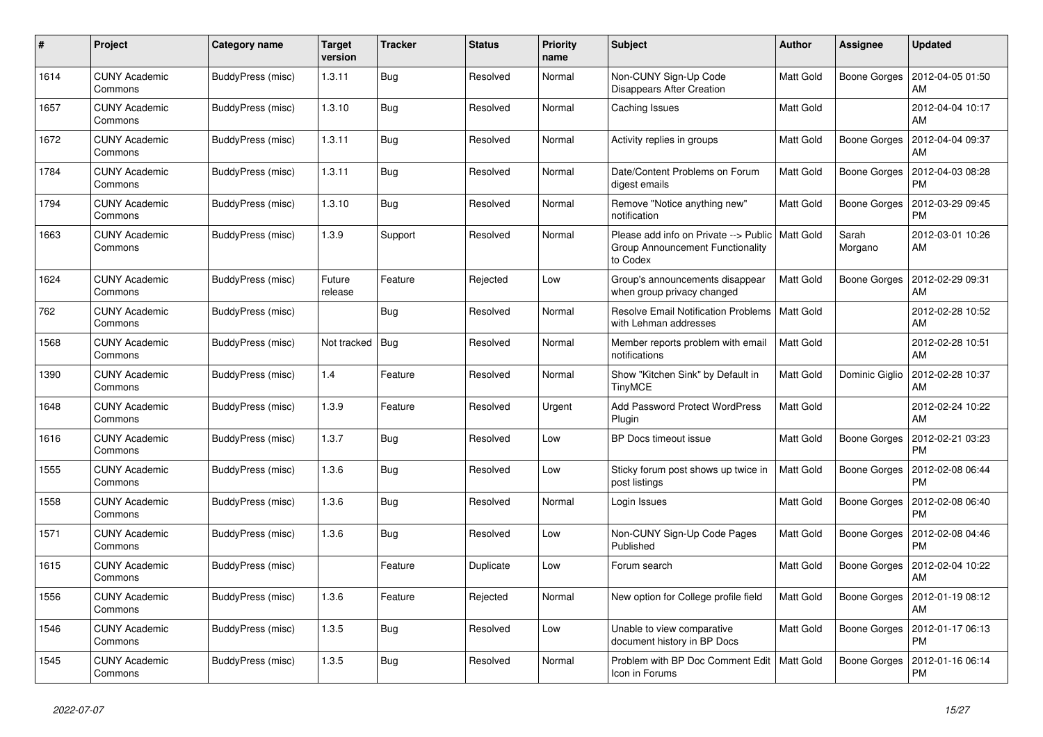| # | Project | Category name | Target version | Tracker | Status | Priority name | Subject | Author | Assignee | Updated |
|---|---|---|---|---|---|---|---|---|---|---|
| 1614 | CUNY Academic Commons | BuddyPress (misc) | 1.3.11 | Bug | Resolved | Normal | Non-CUNY Sign-Up Code Disappears After Creation | Matt Gold | Boone Gorges | 2012-04-05 01:50 AM |
| 1657 | CUNY Academic Commons | BuddyPress (misc) | 1.3.10 | Bug | Resolved | Normal | Caching Issues | Matt Gold | | 2012-04-04 10:17 AM |
| 1672 | CUNY Academic Commons | BuddyPress (misc) | 1.3.11 | Bug | Resolved | Normal | Activity replies in groups | Matt Gold | Boone Gorges | 2012-04-04 09:37 AM |
| 1784 | CUNY Academic Commons | BuddyPress (misc) | 1.3.11 | Bug | Resolved | Normal | Date/Content Problems on Forum digest emails | Matt Gold | Boone Gorges | 2012-04-03 08:28 PM |
| 1794 | CUNY Academic Commons | BuddyPress (misc) | 1.3.10 | Bug | Resolved | Normal | Remove "Notice anything new" notification | Matt Gold | Boone Gorges | 2012-03-29 09:45 PM |
| 1663 | CUNY Academic Commons | BuddyPress (misc) | 1.3.9 | Support | Resolved | Normal | Please add info on Private --> Public Group Announcement Functionality to Codex | Matt Gold | Sarah Morgano | 2012-03-01 10:26 AM |
| 1624 | CUNY Academic Commons | BuddyPress (misc) | Future release | Feature | Rejected | Low | Group's announcements disappear when group privacy changed | Matt Gold | Boone Gorges | 2012-02-29 09:31 AM |
| 762 | CUNY Academic Commons | BuddyPress (misc) | | Bug | Resolved | Normal | Resolve Email Notification Problems with Lehman addresses | Matt Gold | | 2012-02-28 10:52 AM |
| 1568 | CUNY Academic Commons | BuddyPress (misc) | Not tracked | Bug | Resolved | Normal | Member reports problem with email notifications | Matt Gold | | 2012-02-28 10:51 AM |
| 1390 | CUNY Academic Commons | BuddyPress (misc) | 1.4 | Feature | Resolved | Normal | Show "Kitchen Sink" by Default in TinyMCE | Matt Gold | Dominic Giglio | 2012-02-28 10:37 AM |
| 1648 | CUNY Academic Commons | BuddyPress (misc) | 1.3.9 | Feature | Resolved | Urgent | Add Password Protect WordPress Plugin | Matt Gold | | 2012-02-24 10:22 AM |
| 1616 | CUNY Academic Commons | BuddyPress (misc) | 1.3.7 | Bug | Resolved | Low | BP Docs timeout issue | Matt Gold | Boone Gorges | 2012-02-21 03:23 PM |
| 1555 | CUNY Academic Commons | BuddyPress (misc) | 1.3.6 | Bug | Resolved | Low | Sticky forum post shows up twice in post listings | Matt Gold | Boone Gorges | 2012-02-08 06:44 PM |
| 1558 | CUNY Academic Commons | BuddyPress (misc) | 1.3.6 | Bug | Resolved | Normal | Login Issues | Matt Gold | Boone Gorges | 2012-02-08 06:40 PM |
| 1571 | CUNY Academic Commons | BuddyPress (misc) | 1.3.6 | Bug | Resolved | Low | Non-CUNY Sign-Up Code Pages Published | Matt Gold | Boone Gorges | 2012-02-08 04:46 PM |
| 1615 | CUNY Academic Commons | BuddyPress (misc) | | Feature | Duplicate | Low | Forum search | Matt Gold | Boone Gorges | 2012-02-04 10:22 AM |
| 1556 | CUNY Academic Commons | BuddyPress (misc) | 1.3.6 | Feature | Rejected | Normal | New option for College profile field | Matt Gold | Boone Gorges | 2012-01-19 08:12 AM |
| 1546 | CUNY Academic Commons | BuddyPress (misc) | 1.3.5 | Bug | Resolved | Low | Unable to view comparative document history in BP Docs | Matt Gold | Boone Gorges | 2012-01-17 06:13 PM |
| 1545 | CUNY Academic Commons | BuddyPress (misc) | 1.3.5 | Bug | Resolved | Normal | Problem with BP Doc Comment Edit Icon in Forums | Matt Gold | Boone Gorges | 2012-01-16 06:14 PM |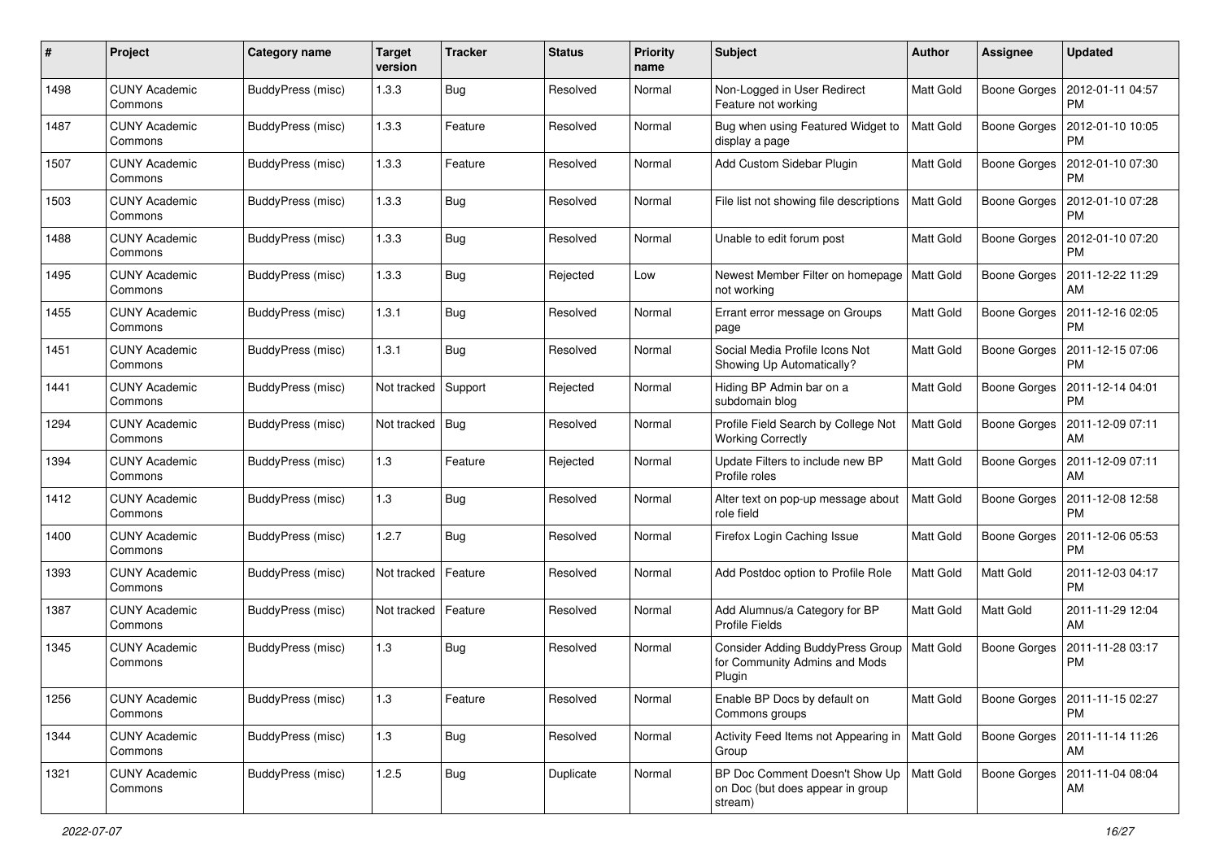| # | Project | Category name | Target version | Tracker | Status | Priority name | Subject | Author | Assignee | Updated |
|---|---|---|---|---|---|---|---|---|---|---|
| 1498 | CUNY Academic Commons | BuddyPress (misc) | 1.3.3 | Bug | Resolved | Normal | Non-Logged in User Redirect Feature not working | Matt Gold | Boone Gorges | 2012-01-11 04:57 PM |
| 1487 | CUNY Academic Commons | BuddyPress (misc) | 1.3.3 | Feature | Resolved | Normal | Bug when using Featured Widget to display a page | Matt Gold | Boone Gorges | 2012-01-10 10:05 PM |
| 1507 | CUNY Academic Commons | BuddyPress (misc) | 1.3.3 | Feature | Resolved | Normal | Add Custom Sidebar Plugin | Matt Gold | Boone Gorges | 2012-01-10 07:30 PM |
| 1503 | CUNY Academic Commons | BuddyPress (misc) | 1.3.3 | Bug | Resolved | Normal | File list not showing file descriptions | Matt Gold | Boone Gorges | 2012-01-10 07:28 PM |
| 1488 | CUNY Academic Commons | BuddyPress (misc) | 1.3.3 | Bug | Resolved | Normal | Unable to edit forum post | Matt Gold | Boone Gorges | 2012-01-10 07:20 PM |
| 1495 | CUNY Academic Commons | BuddyPress (misc) | 1.3.3 | Bug | Rejected | Low | Newest Member Filter on homepage not working | Matt Gold | Boone Gorges | 2011-12-22 11:29 AM |
| 1455 | CUNY Academic Commons | BuddyPress (misc) | 1.3.1 | Bug | Resolved | Normal | Errant error message on Groups page | Matt Gold | Boone Gorges | 2011-12-16 02:05 PM |
| 1451 | CUNY Academic Commons | BuddyPress (misc) | 1.3.1 | Bug | Resolved | Normal | Social Media Profile Icons Not Showing Up Automatically? | Matt Gold | Boone Gorges | 2011-12-15 07:06 PM |
| 1441 | CUNY Academic Commons | BuddyPress (misc) | Not tracked | Support | Rejected | Normal | Hiding BP Admin bar on a subdomain blog | Matt Gold | Boone Gorges | 2011-12-14 04:01 PM |
| 1294 | CUNY Academic Commons | BuddyPress (misc) | Not tracked | Bug | Resolved | Normal | Profile Field Search by College Not Working Correctly | Matt Gold | Boone Gorges | 2011-12-09 07:11 AM |
| 1394 | CUNY Academic Commons | BuddyPress (misc) | 1.3 | Feature | Rejected | Normal | Update Filters to include new BP Profile roles | Matt Gold | Boone Gorges | 2011-12-09 07:11 AM |
| 1412 | CUNY Academic Commons | BuddyPress (misc) | 1.3 | Bug | Resolved | Normal | Alter text on pop-up message about role field | Matt Gold | Boone Gorges | 2011-12-08 12:58 PM |
| 1400 | CUNY Academic Commons | BuddyPress (misc) | 1.2.7 | Bug | Resolved | Normal | Firefox Login Caching Issue | Matt Gold | Boone Gorges | 2011-12-06 05:53 PM |
| 1393 | CUNY Academic Commons | BuddyPress (misc) | Not tracked | Feature | Resolved | Normal | Add Postdoc option to Profile Role | Matt Gold | Matt Gold | 2011-12-03 04:17 PM |
| 1387 | CUNY Academic Commons | BuddyPress (misc) | Not tracked | Feature | Resolved | Normal | Add Alumnus/a Category for BP Profile Fields | Matt Gold | Matt Gold | 2011-11-29 12:04 AM |
| 1345 | CUNY Academic Commons | BuddyPress (misc) | 1.3 | Bug | Resolved | Normal | Consider Adding BuddyPress Group for Community Admins and Mods Plugin | Matt Gold | Boone Gorges | 2011-11-28 03:17 PM |
| 1256 | CUNY Academic Commons | BuddyPress (misc) | 1.3 | Feature | Resolved | Normal | Enable BP Docs by default on Commons groups | Matt Gold | Boone Gorges | 2011-11-15 02:27 PM |
| 1344 | CUNY Academic Commons | BuddyPress (misc) | 1.3 | Bug | Resolved | Normal | Activity Feed Items not Appearing in Group | Matt Gold | Boone Gorges | 2011-11-14 11:26 AM |
| 1321 | CUNY Academic Commons | BuddyPress (misc) | 1.2.5 | Bug | Duplicate | Normal | BP Doc Comment Doesn't Show Up on Doc (but does appear in group stream) | Matt Gold | Boone Gorges | 2011-11-04 08:04 AM |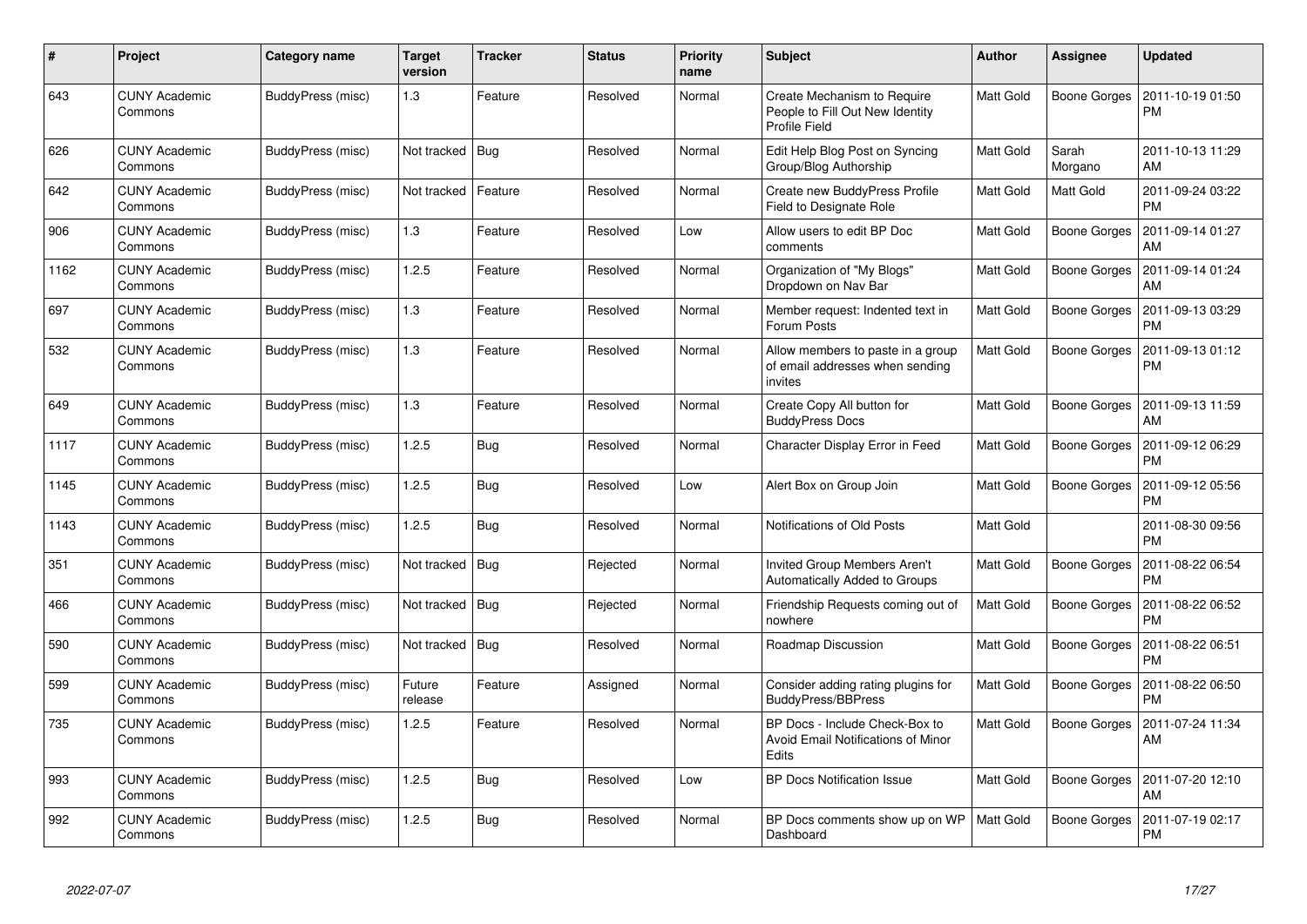| # | Project | Category name | Target version | Tracker | Status | Priority name | Subject | Author | Assignee | Updated |
|---|---|---|---|---|---|---|---|---|---|---|
| 643 | CUNY Academic Commons | BuddyPress (misc) | 1.3 | Feature | Resolved | Normal | Create Mechanism to Require People to Fill Out New Identity Profile Field | Matt Gold | Boone Gorges | 2011-10-19 01:50 PM |
| 626 | CUNY Academic Commons | BuddyPress (misc) | Not tracked | Bug | Resolved | Normal | Edit Help Blog Post on Syncing Group/Blog Authorship | Matt Gold | Sarah Morgano | 2011-10-13 11:29 AM |
| 642 | CUNY Academic Commons | BuddyPress (misc) | Not tracked | Feature | Resolved | Normal | Create new BuddyPress Profile Field to Designate Role | Matt Gold | Matt Gold | 2011-09-24 03:22 PM |
| 906 | CUNY Academic Commons | BuddyPress (misc) | 1.3 | Feature | Resolved | Low | Allow users to edit BP Doc comments | Matt Gold | Boone Gorges | 2011-09-14 01:27 AM |
| 1162 | CUNY Academic Commons | BuddyPress (misc) | 1.2.5 | Feature | Resolved | Normal | Organization of "My Blogs" Dropdown on Nav Bar | Matt Gold | Boone Gorges | 2011-09-14 01:24 AM |
| 697 | CUNY Academic Commons | BuddyPress (misc) | 1.3 | Feature | Resolved | Normal | Member request: Indented text in Forum Posts | Matt Gold | Boone Gorges | 2011-09-13 03:29 PM |
| 532 | CUNY Academic Commons | BuddyPress (misc) | 1.3 | Feature | Resolved | Normal | Allow members to paste in a group of email addresses when sending invites | Matt Gold | Boone Gorges | 2011-09-13 01:12 PM |
| 649 | CUNY Academic Commons | BuddyPress (misc) | 1.3 | Feature | Resolved | Normal | Create Copy All button for BuddyPress Docs | Matt Gold | Boone Gorges | 2011-09-13 11:59 AM |
| 1117 | CUNY Academic Commons | BuddyPress (misc) | 1.2.5 | Bug | Resolved | Normal | Character Display Error in Feed | Matt Gold | Boone Gorges | 2011-09-12 06:29 PM |
| 1145 | CUNY Academic Commons | BuddyPress (misc) | 1.2.5 | Bug | Resolved | Low | Alert Box on Group Join | Matt Gold | Boone Gorges | 2011-09-12 05:56 PM |
| 1143 | CUNY Academic Commons | BuddyPress (misc) | 1.2.5 | Bug | Resolved | Normal | Notifications of Old Posts | Matt Gold | | 2011-08-30 09:56 PM |
| 351 | CUNY Academic Commons | BuddyPress (misc) | Not tracked | Bug | Rejected | Normal | Invited Group Members Aren't Automatically Added to Groups | Matt Gold | Boone Gorges | 2011-08-22 06:54 PM |
| 466 | CUNY Academic Commons | BuddyPress (misc) | Not tracked | Bug | Rejected | Normal | Friendship Requests coming out of nowhere | Matt Gold | Boone Gorges | 2011-08-22 06:52 PM |
| 590 | CUNY Academic Commons | BuddyPress (misc) | Not tracked | Bug | Resolved | Normal | Roadmap Discussion | Matt Gold | Boone Gorges | 2011-08-22 06:51 PM |
| 599 | CUNY Academic Commons | BuddyPress (misc) | Future release | Feature | Assigned | Normal | Consider adding rating plugins for BuddyPress/BBPress | Matt Gold | Boone Gorges | 2011-08-22 06:50 PM |
| 735 | CUNY Academic Commons | BuddyPress (misc) | 1.2.5 | Feature | Resolved | Normal | BP Docs - Include Check-Box to Avoid Email Notifications of Minor Edits | Matt Gold | Boone Gorges | 2011-07-24 11:34 AM |
| 993 | CUNY Academic Commons | BuddyPress (misc) | 1.2.5 | Bug | Resolved | Low | BP Docs Notification Issue | Matt Gold | Boone Gorges | 2011-07-20 12:10 AM |
| 992 | CUNY Academic Commons | BuddyPress (misc) | 1.2.5 | Bug | Resolved | Normal | BP Docs comments show up on WP Dashboard | Matt Gold | Boone Gorges | 2011-07-19 02:17 PM |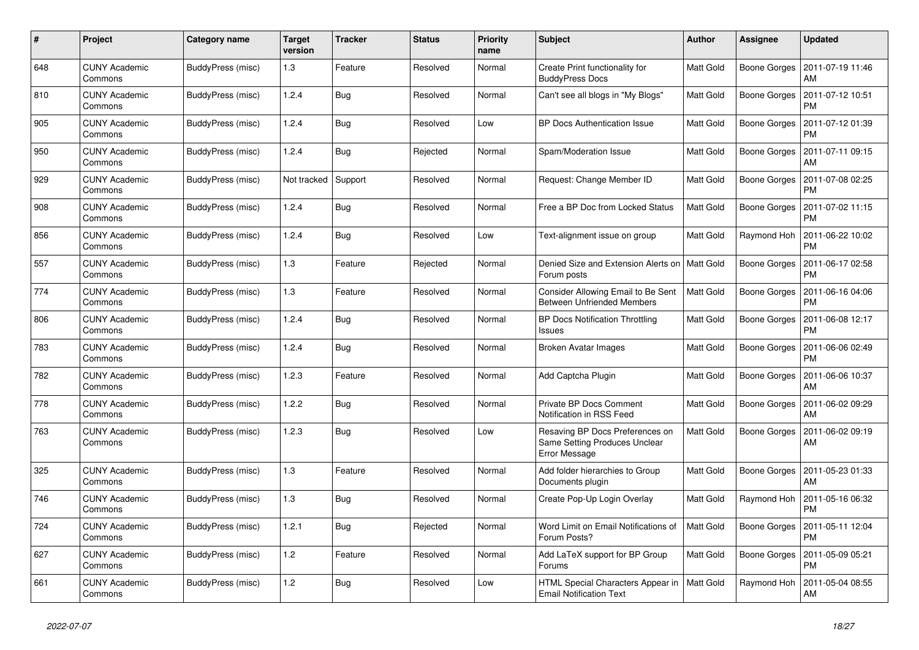| # | Project | Category name | Target version | Tracker | Status | Priority name | Subject | Author | Assignee | Updated |
|---|---|---|---|---|---|---|---|---|---|---|
| 648 | CUNY Academic Commons | BuddyPress (misc) | 1.3 | Feature | Resolved | Normal | Create Print functionality for BuddyPress Docs | Matt Gold | Boone Gorges | 2011-07-19 11:46 AM |
| 810 | CUNY Academic Commons | BuddyPress (misc) | 1.2.4 | Bug | Resolved | Normal | Can't see all blogs in "My Blogs" | Matt Gold | Boone Gorges | 2011-07-12 10:51 PM |
| 905 | CUNY Academic Commons | BuddyPress (misc) | 1.2.4 | Bug | Resolved | Low | BP Docs Authentication Issue | Matt Gold | Boone Gorges | 2011-07-12 01:39 PM |
| 950 | CUNY Academic Commons | BuddyPress (misc) | 1.2.4 | Bug | Rejected | Normal | Spam/Moderation Issue | Matt Gold | Boone Gorges | 2011-07-11 09:15 AM |
| 929 | CUNY Academic Commons | BuddyPress (misc) | Not tracked | Support | Resolved | Normal | Request: Change Member ID | Matt Gold | Boone Gorges | 2011-07-08 02:25 PM |
| 908 | CUNY Academic Commons | BuddyPress (misc) | 1.2.4 | Bug | Resolved | Normal | Free a BP Doc from Locked Status | Matt Gold | Boone Gorges | 2011-07-02 11:15 PM |
| 856 | CUNY Academic Commons | BuddyPress (misc) | 1.2.4 | Bug | Resolved | Low | Text-alignment issue on group | Matt Gold | Raymond Hoh | 2011-06-22 10:02 PM |
| 557 | CUNY Academic Commons | BuddyPress (misc) | 1.3 | Feature | Rejected | Normal | Denied Size and Extension Alerts on Forum posts | Matt Gold | Boone Gorges | 2011-06-17 02:58 PM |
| 774 | CUNY Academic Commons | BuddyPress (misc) | 1.3 | Feature | Resolved | Normal | Consider Allowing Email to Be Sent Between Unfriended Members | Matt Gold | Boone Gorges | 2011-06-16 04:06 PM |
| 806 | CUNY Academic Commons | BuddyPress (misc) | 1.2.4 | Bug | Resolved | Normal | BP Docs Notification Throttling Issues | Matt Gold | Boone Gorges | 2011-06-08 12:17 PM |
| 783 | CUNY Academic Commons | BuddyPress (misc) | 1.2.4 | Bug | Resolved | Normal | Broken Avatar Images | Matt Gold | Boone Gorges | 2011-06-06 02:49 PM |
| 782 | CUNY Academic Commons | BuddyPress (misc) | 1.2.3 | Feature | Resolved | Normal | Add Captcha Plugin | Matt Gold | Boone Gorges | 2011-06-06 10:37 AM |
| 778 | CUNY Academic Commons | BuddyPress (misc) | 1.2.2 | Bug | Resolved | Normal | Private BP Docs Comment Notification in RSS Feed | Matt Gold | Boone Gorges | 2011-06-02 09:29 AM |
| 763 | CUNY Academic Commons | BuddyPress (misc) | 1.2.3 | Bug | Resolved | Low | Resaving BP Docs Preferences on Same Setting Produces Unclear Error Message | Matt Gold | Boone Gorges | 2011-06-02 09:19 AM |
| 325 | CUNY Academic Commons | BuddyPress (misc) | 1.3 | Feature | Resolved | Normal | Add folder hierarchies to Group Documents plugin | Matt Gold | Boone Gorges | 2011-05-23 01:33 AM |
| 746 | CUNY Academic Commons | BuddyPress (misc) | 1.3 | Bug | Resolved | Normal | Create Pop-Up Login Overlay | Matt Gold | Raymond Hoh | 2011-05-16 06:32 PM |
| 724 | CUNY Academic Commons | BuddyPress (misc) | 1.2.1 | Bug | Rejected | Normal | Word Limit on Email Notifications of Forum Posts? | Matt Gold | Boone Gorges | 2011-05-11 12:04 PM |
| 627 | CUNY Academic Commons | BuddyPress (misc) | 1.2 | Feature | Resolved | Normal | Add LaTeX support for BP Group Forums | Matt Gold | Boone Gorges | 2011-05-09 05:21 PM |
| 661 | CUNY Academic Commons | BuddyPress (misc) | 1.2 | Bug | Resolved | Low | HTML Special Characters Appear in Email Notification Text | Matt Gold | Raymond Hoh | 2011-05-04 08:55 AM |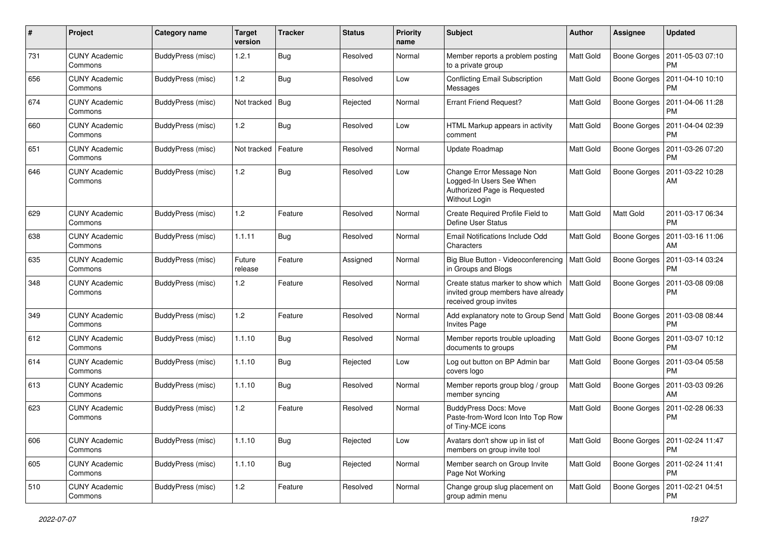| # | Project | Category name | Target version | Tracker | Status | Priority name | Subject | Author | Assignee | Updated |
|---|---|---|---|---|---|---|---|---|---|---|
| 731 | CUNY Academic Commons | BuddyPress (misc) | 1.2.1 | Bug | Resolved | Normal | Member reports a problem posting to a private group | Matt Gold | Boone Gorges | 2011-05-03 07:10 PM |
| 656 | CUNY Academic Commons | BuddyPress (misc) | 1.2 | Bug | Resolved | Low | Conflicting Email Subscription Messages | Matt Gold | Boone Gorges | 2011-04-10 10:10 PM |
| 674 | CUNY Academic Commons | BuddyPress (misc) | Not tracked | Bug | Rejected | Normal | Errant Friend Request? | Matt Gold | Boone Gorges | 2011-04-06 11:28 PM |
| 660 | CUNY Academic Commons | BuddyPress (misc) | 1.2 | Bug | Resolved | Low | HTML Markup appears in activity comment | Matt Gold | Boone Gorges | 2011-04-04 02:39 PM |
| 651 | CUNY Academic Commons | BuddyPress (misc) | Not tracked | Feature | Resolved | Normal | Update Roadmap | Matt Gold | Boone Gorges | 2011-03-26 07:20 PM |
| 646 | CUNY Academic Commons | BuddyPress (misc) | 1.2 | Bug | Resolved | Low | Change Error Message Non Logged-In Users See When Authorized Page is Requested Without Login | Matt Gold | Boone Gorges | 2011-03-22 10:28 AM |
| 629 | CUNY Academic Commons | BuddyPress (misc) | 1.2 | Feature | Resolved | Normal | Create Required Profile Field to Define User Status | Matt Gold | Matt Gold | 2011-03-17 06:34 PM |
| 638 | CUNY Academic Commons | BuddyPress (misc) | 1.1.11 | Bug | Resolved | Normal | Email Notifications Include Odd Characters | Matt Gold | Boone Gorges | 2011-03-16 11:06 AM |
| 635 | CUNY Academic Commons | BuddyPress (misc) | Future release | Feature | Assigned | Normal | Big Blue Button - Videoconferencing in Groups and Blogs | Matt Gold | Boone Gorges | 2011-03-14 03:24 PM |
| 348 | CUNY Academic Commons | BuddyPress (misc) | 1.2 | Feature | Resolved | Normal | Create status marker to show which invited group members have already received group invites | Matt Gold | Boone Gorges | 2011-03-08 09:08 PM |
| 349 | CUNY Academic Commons | BuddyPress (misc) | 1.2 | Feature | Resolved | Normal | Add explanatory note to Group Send Invites Page | Matt Gold | Boone Gorges | 2011-03-08 08:44 PM |
| 612 | CUNY Academic Commons | BuddyPress (misc) | 1.1.10 | Bug | Resolved | Normal | Member reports trouble uploading documents to groups | Matt Gold | Boone Gorges | 2011-03-07 10:12 PM |
| 614 | CUNY Academic Commons | BuddyPress (misc) | 1.1.10 | Bug | Rejected | Low | Log out button on BP Admin bar covers logo | Matt Gold | Boone Gorges | 2011-03-04 05:58 PM |
| 613 | CUNY Academic Commons | BuddyPress (misc) | 1.1.10 | Bug | Resolved | Normal | Member reports group blog / group member syncing | Matt Gold | Boone Gorges | 2011-03-03 09:26 AM |
| 623 | CUNY Academic Commons | BuddyPress (misc) | 1.2 | Feature | Resolved | Normal | BuddyPress Docs: Move Paste-from-Word Icon Into Top Row of Tiny-MCE icons | Matt Gold | Boone Gorges | 2011-02-28 06:33 PM |
| 606 | CUNY Academic Commons | BuddyPress (misc) | 1.1.10 | Bug | Rejected | Low | Avatars don't show up in list of members on group invite tool | Matt Gold | Boone Gorges | 2011-02-24 11:47 PM |
| 605 | CUNY Academic Commons | BuddyPress (misc) | 1.1.10 | Bug | Rejected | Normal | Member search on Group Invite Page Not Working | Matt Gold | Boone Gorges | 2011-02-24 11:41 PM |
| 510 | CUNY Academic Commons | BuddyPress (misc) | 1.2 | Feature | Resolved | Normal | Change group slug placement on group admin menu | Matt Gold | Boone Gorges | 2011-02-21 04:51 PM |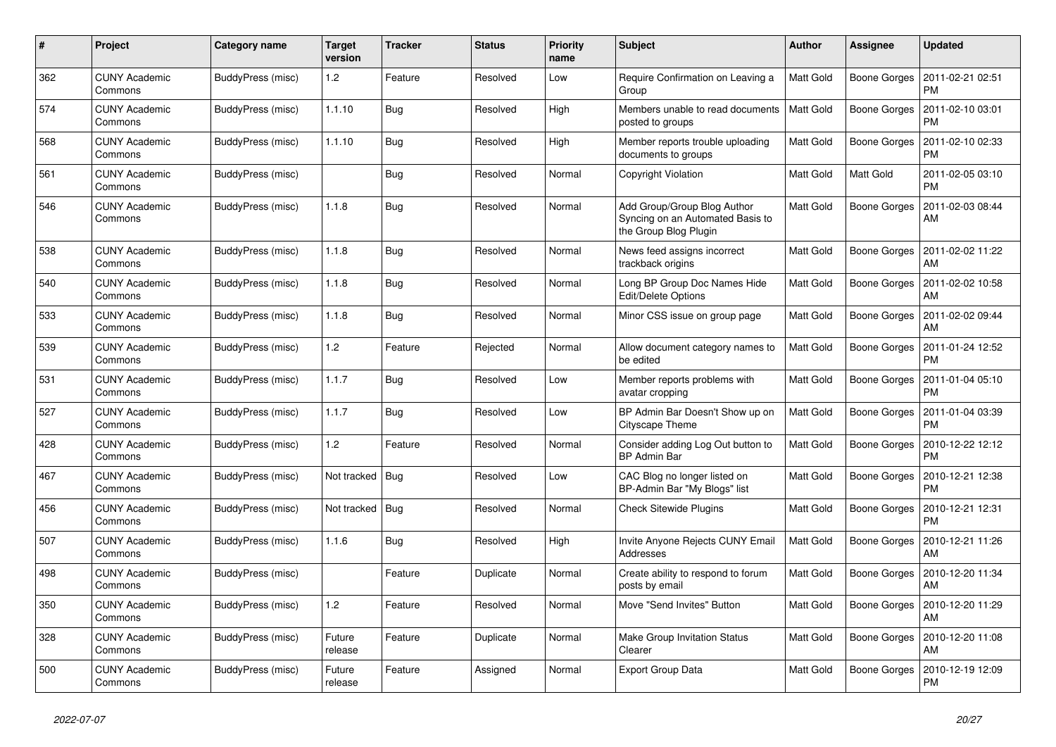| # | Project | Category name | Target version | Tracker | Status | Priority name | Subject | Author | Assignee | Updated |
|---|---|---|---|---|---|---|---|---|---|---|
| 362 | CUNY Academic Commons | BuddyPress (misc) | 1.2 | Feature | Resolved | Low | Require Confirmation on Leaving a Group | Matt Gold | Boone Gorges | 2011-02-21 02:51 PM |
| 574 | CUNY Academic Commons | BuddyPress (misc) | 1.1.10 | Bug | Resolved | High | Members unable to read documents posted to groups | Matt Gold | Boone Gorges | 2011-02-10 03:01 PM |
| 568 | CUNY Academic Commons | BuddyPress (misc) | 1.1.10 | Bug | Resolved | High | Member reports trouble uploading documents to groups | Matt Gold | Boone Gorges | 2011-02-10 02:33 PM |
| 561 | CUNY Academic Commons | BuddyPress (misc) | | Bug | Resolved | Normal | Copyright Violation | Matt Gold | Matt Gold | 2011-02-05 03:10 PM |
| 546 | CUNY Academic Commons | BuddyPress (misc) | 1.1.8 | Bug | Resolved | Normal | Add Group/Group Blog Author Syncing on an Automated Basis to the Group Blog Plugin | Matt Gold | Boone Gorges | 2011-02-03 08:44 AM |
| 538 | CUNY Academic Commons | BuddyPress (misc) | 1.1.8 | Bug | Resolved | Normal | News feed assigns incorrect trackback origins | Matt Gold | Boone Gorges | 2011-02-02 11:22 AM |
| 540 | CUNY Academic Commons | BuddyPress (misc) | 1.1.8 | Bug | Resolved | Normal | Long BP Group Doc Names Hide Edit/Delete Options | Matt Gold | Boone Gorges | 2011-02-02 10:58 AM |
| 533 | CUNY Academic Commons | BuddyPress (misc) | 1.1.8 | Bug | Resolved | Normal | Minor CSS issue on group page | Matt Gold | Boone Gorges | 2011-02-02 09:44 AM |
| 539 | CUNY Academic Commons | BuddyPress (misc) | 1.2 | Feature | Rejected | Normal | Allow document category names to be edited | Matt Gold | Boone Gorges | 2011-01-24 12:52 PM |
| 531 | CUNY Academic Commons | BuddyPress (misc) | 1.1.7 | Bug | Resolved | Low | Member reports problems with avatar cropping | Matt Gold | Boone Gorges | 2011-01-04 05:10 PM |
| 527 | CUNY Academic Commons | BuddyPress (misc) | 1.1.7 | Bug | Resolved | Low | BP Admin Bar Doesn't Show up on Cityscape Theme | Matt Gold | Boone Gorges | 2011-01-04 03:39 PM |
| 428 | CUNY Academic Commons | BuddyPress (misc) | 1.2 | Feature | Resolved | Normal | Consider adding Log Out button to BP Admin Bar | Matt Gold | Boone Gorges | 2010-12-22 12:12 PM |
| 467 | CUNY Academic Commons | BuddyPress (misc) | Not tracked | Bug | Resolved | Low | CAC Blog no longer listed on BP-Admin Bar "My Blogs" list | Matt Gold | Boone Gorges | 2010-12-21 12:38 PM |
| 456 | CUNY Academic Commons | BuddyPress (misc) | Not tracked | Bug | Resolved | Normal | Check Sitewide Plugins | Matt Gold | Boone Gorges | 2010-12-21 12:31 PM |
| 507 | CUNY Academic Commons | BuddyPress (misc) | 1.1.6 | Bug | Resolved | High | Invite Anyone Rejects CUNY Email Addresses | Matt Gold | Boone Gorges | 2010-12-21 11:26 AM |
| 498 | CUNY Academic Commons | BuddyPress (misc) | | Feature | Duplicate | Normal | Create ability to respond to forum posts by email | Matt Gold | Boone Gorges | 2010-12-20 11:34 AM |
| 350 | CUNY Academic Commons | BuddyPress (misc) | 1.2 | Feature | Resolved | Normal | Move "Send Invites" Button | Matt Gold | Boone Gorges | 2010-12-20 11:29 AM |
| 328 | CUNY Academic Commons | BuddyPress (misc) | Future release | Feature | Duplicate | Normal | Make Group Invitation Status Clearer | Matt Gold | Boone Gorges | 2010-12-20 11:08 AM |
| 500 | CUNY Academic Commons | BuddyPress (misc) | Future release | Feature | Assigned | Normal | Export Group Data | Matt Gold | Boone Gorges | 2010-12-19 12:09 PM |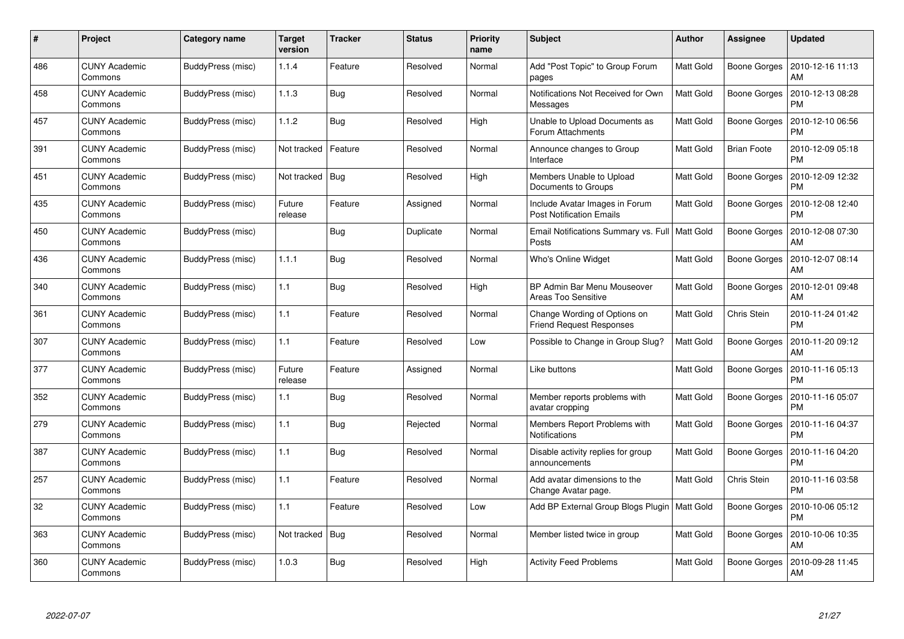| # | Project | Category name | Target version | Tracker | Status | Priority name | Subject | Author | Assignee | Updated |
|---|---|---|---|---|---|---|---|---|---|---|
| 486 | CUNY Academic Commons | BuddyPress (misc) | 1.1.4 | Feature | Resolved | Normal | Add "Post Topic" to Group Forum pages | Matt Gold | Boone Gorges | 2010-12-16 11:13 AM |
| 458 | CUNY Academic Commons | BuddyPress (misc) | 1.1.3 | Bug | Resolved | Normal | Notifications Not Received for Own Messages | Matt Gold | Boone Gorges | 2010-12-13 08:28 PM |
| 457 | CUNY Academic Commons | BuddyPress (misc) | 1.1.2 | Bug | Resolved | High | Unable to Upload Documents as Forum Attachments | Matt Gold | Boone Gorges | 2010-12-10 06:56 PM |
| 391 | CUNY Academic Commons | BuddyPress (misc) | Not tracked | Feature | Resolved | Normal | Announce changes to Group Interface | Matt Gold | Brian Foote | 2010-12-09 05:18 PM |
| 451 | CUNY Academic Commons | BuddyPress (misc) | Not tracked | Bug | Resolved | High | Members Unable to Upload Documents to Groups | Matt Gold | Boone Gorges | 2010-12-09 12:32 PM |
| 435 | CUNY Academic Commons | BuddyPress (misc) | Future release | Feature | Assigned | Normal | Include Avatar Images in Forum Post Notification Emails | Matt Gold | Boone Gorges | 2010-12-08 12:40 PM |
| 450 | CUNY Academic Commons | BuddyPress (misc) | | Bug | Duplicate | Normal | Email Notifications Summary vs. Full Posts | Matt Gold | Boone Gorges | 2010-12-08 07:30 AM |
| 436 | CUNY Academic Commons | BuddyPress (misc) | 1.1.1 | Bug | Resolved | Normal | Who's Online Widget | Matt Gold | Boone Gorges | 2010-12-07 08:14 AM |
| 340 | CUNY Academic Commons | BuddyPress (misc) | 1.1 | Bug | Resolved | High | BP Admin Bar Menu Mouseover Areas Too Sensitive | Matt Gold | Boone Gorges | 2010-12-01 09:48 AM |
| 361 | CUNY Academic Commons | BuddyPress (misc) | 1.1 | Feature | Resolved | Normal | Change Wording of Options on Friend Request Responses | Matt Gold | Chris Stein | 2010-11-24 01:42 PM |
| 307 | CUNY Academic Commons | BuddyPress (misc) | 1.1 | Feature | Resolved | Low | Possible to Change in Group Slug? | Matt Gold | Boone Gorges | 2010-11-20 09:12 AM |
| 377 | CUNY Academic Commons | BuddyPress (misc) | Future release | Feature | Assigned | Normal | Like buttons | Matt Gold | Boone Gorges | 2010-11-16 05:13 PM |
| 352 | CUNY Academic Commons | BuddyPress (misc) | 1.1 | Bug | Resolved | Normal | Member reports problems with avatar cropping | Matt Gold | Boone Gorges | 2010-11-16 05:07 PM |
| 279 | CUNY Academic Commons | BuddyPress (misc) | 1.1 | Bug | Rejected | Normal | Members Report Problems with Notifications | Matt Gold | Boone Gorges | 2010-11-16 04:37 PM |
| 387 | CUNY Academic Commons | BuddyPress (misc) | 1.1 | Bug | Resolved | Normal | Disable activity replies for group announcements | Matt Gold | Boone Gorges | 2010-11-16 04:20 PM |
| 257 | CUNY Academic Commons | BuddyPress (misc) | 1.1 | Feature | Resolved | Normal | Add avatar dimensions to the Change Avatar page. | Matt Gold | Chris Stein | 2010-11-16 03:58 PM |
| 32 | CUNY Academic Commons | BuddyPress (misc) | 1.1 | Feature | Resolved | Low | Add BP External Group Blogs Plugin | Matt Gold | Boone Gorges | 2010-10-06 05:12 PM |
| 363 | CUNY Academic Commons | BuddyPress (misc) | Not tracked | Bug | Resolved | Normal | Member listed twice in group | Matt Gold | Boone Gorges | 2010-10-06 10:35 AM |
| 360 | CUNY Academic Commons | BuddyPress (misc) | 1.0.3 | Bug | Resolved | High | Activity Feed Problems | Matt Gold | Boone Gorges | 2010-09-28 11:45 AM |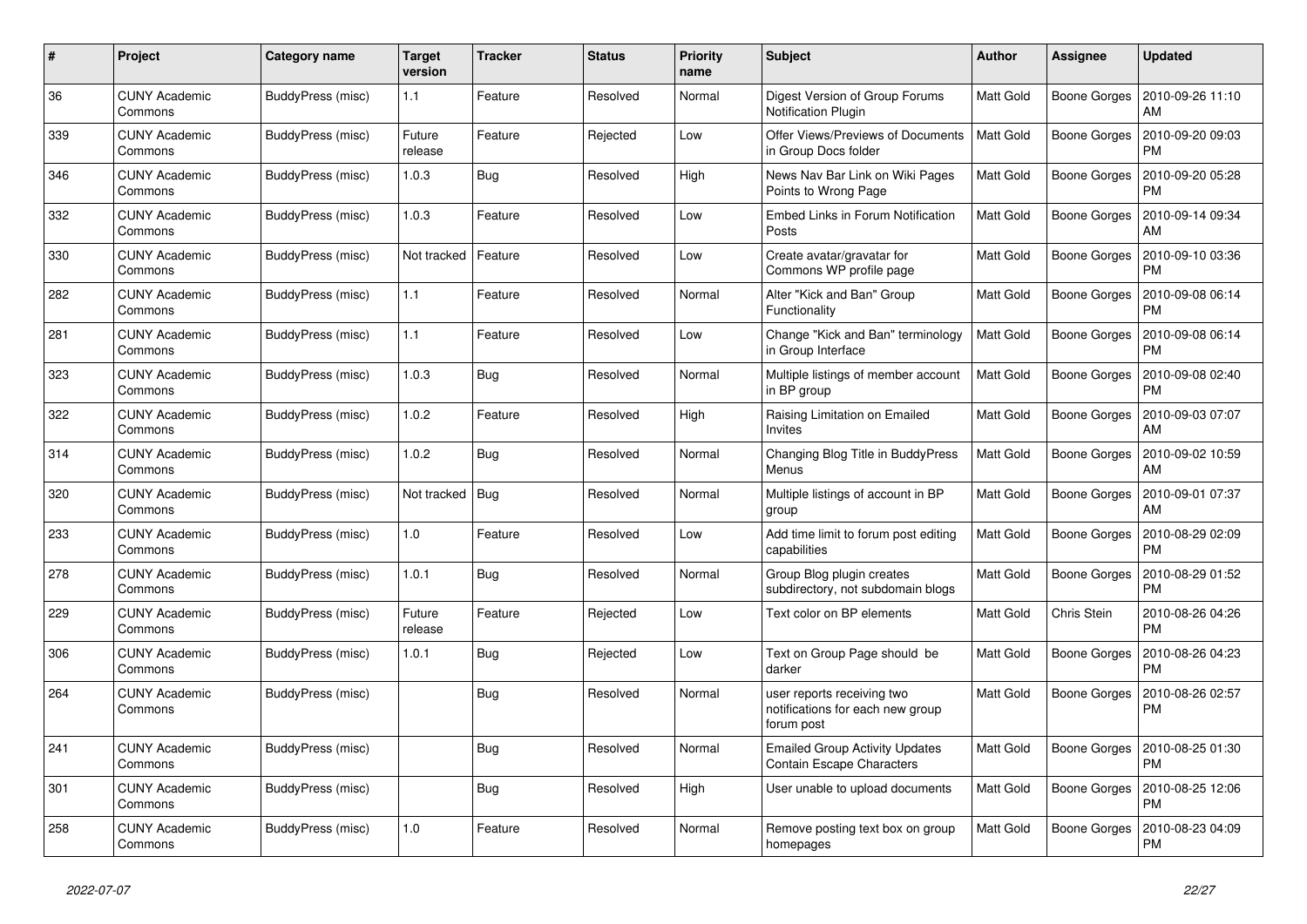| # | Project | Category name | Target version | Tracker | Status | Priority name | Subject | Author | Assignee | Updated |
|---|---|---|---|---|---|---|---|---|---|---|
| 36 | CUNY Academic Commons | BuddyPress (misc) | 1.1 | Feature | Resolved | Normal | Digest Version of Group Forums Notification Plugin | Matt Gold | Boone Gorges | 2010-09-26 11:10 AM |
| 339 | CUNY Academic Commons | BuddyPress (misc) | Future release | Feature | Rejected | Low | Offer Views/Previews of Documents in Group Docs folder | Matt Gold | Boone Gorges | 2010-09-20 09:03 PM |
| 346 | CUNY Academic Commons | BuddyPress (misc) | 1.0.3 | Bug | Resolved | High | News Nav Bar Link on Wiki Pages Points to Wrong Page | Matt Gold | Boone Gorges | 2010-09-20 05:28 PM |
| 332 | CUNY Academic Commons | BuddyPress (misc) | 1.0.3 | Feature | Resolved | Low | Embed Links in Forum Notification Posts | Matt Gold | Boone Gorges | 2010-09-14 09:34 AM |
| 330 | CUNY Academic Commons | BuddyPress (misc) | Not tracked | Feature | Resolved | Low | Create avatar/gravatar for Commons WP profile page | Matt Gold | Boone Gorges | 2010-09-10 03:36 PM |
| 282 | CUNY Academic Commons | BuddyPress (misc) | 1.1 | Feature | Resolved | Normal | Alter "Kick and Ban" Group Functionality | Matt Gold | Boone Gorges | 2010-09-08 06:14 PM |
| 281 | CUNY Academic Commons | BuddyPress (misc) | 1.1 | Feature | Resolved | Low | Change "Kick and Ban" terminology in Group Interface | Matt Gold | Boone Gorges | 2010-09-08 06:14 PM |
| 323 | CUNY Academic Commons | BuddyPress (misc) | 1.0.3 | Bug | Resolved | Normal | Multiple listings of member account in BP group | Matt Gold | Boone Gorges | 2010-09-08 02:40 PM |
| 322 | CUNY Academic Commons | BuddyPress (misc) | 1.0.2 | Feature | Resolved | High | Raising Limitation on Emailed Invites | Matt Gold | Boone Gorges | 2010-09-03 07:07 AM |
| 314 | CUNY Academic Commons | BuddyPress (misc) | 1.0.2 | Bug | Resolved | Normal | Changing Blog Title in BuddyPress Menus | Matt Gold | Boone Gorges | 2010-09-02 10:59 AM |
| 320 | CUNY Academic Commons | BuddyPress (misc) | Not tracked | Bug | Resolved | Normal | Multiple listings of account in BP group | Matt Gold | Boone Gorges | 2010-09-01 07:37 AM |
| 233 | CUNY Academic Commons | BuddyPress (misc) | 1.0 | Feature | Resolved | Low | Add time limit to forum post editing capabilities | Matt Gold | Boone Gorges | 2010-08-29 02:09 PM |
| 278 | CUNY Academic Commons | BuddyPress (misc) | 1.0.1 | Bug | Resolved | Normal | Group Blog plugin creates subdirectory, not subdomain blogs | Matt Gold | Boone Gorges | 2010-08-29 01:52 PM |
| 229 | CUNY Academic Commons | BuddyPress (misc) | Future release | Feature | Rejected | Low | Text color on BP elements | Matt Gold | Chris Stein | 2010-08-26 04:26 PM |
| 306 | CUNY Academic Commons | BuddyPress (misc) | 1.0.1 | Bug | Rejected | Low | Text on Group Page should be darker | Matt Gold | Boone Gorges | 2010-08-26 04:23 PM |
| 264 | CUNY Academic Commons | BuddyPress (misc) | | Bug | Resolved | Normal | user reports receiving two notifications for each new group forum post | Matt Gold | Boone Gorges | 2010-08-26 02:57 PM |
| 241 | CUNY Academic Commons | BuddyPress (misc) | | Bug | Resolved | Normal | Emailed Group Activity Updates Contain Escape Characters | Matt Gold | Boone Gorges | 2010-08-25 01:30 PM |
| 301 | CUNY Academic Commons | BuddyPress (misc) | | Bug | Resolved | High | User unable to upload documents | Matt Gold | Boone Gorges | 2010-08-25 12:06 PM |
| 258 | CUNY Academic Commons | BuddyPress (misc) | 1.0 | Feature | Resolved | Normal | Remove posting text box on group homepages | Matt Gold | Boone Gorges | 2010-08-23 04:09 PM |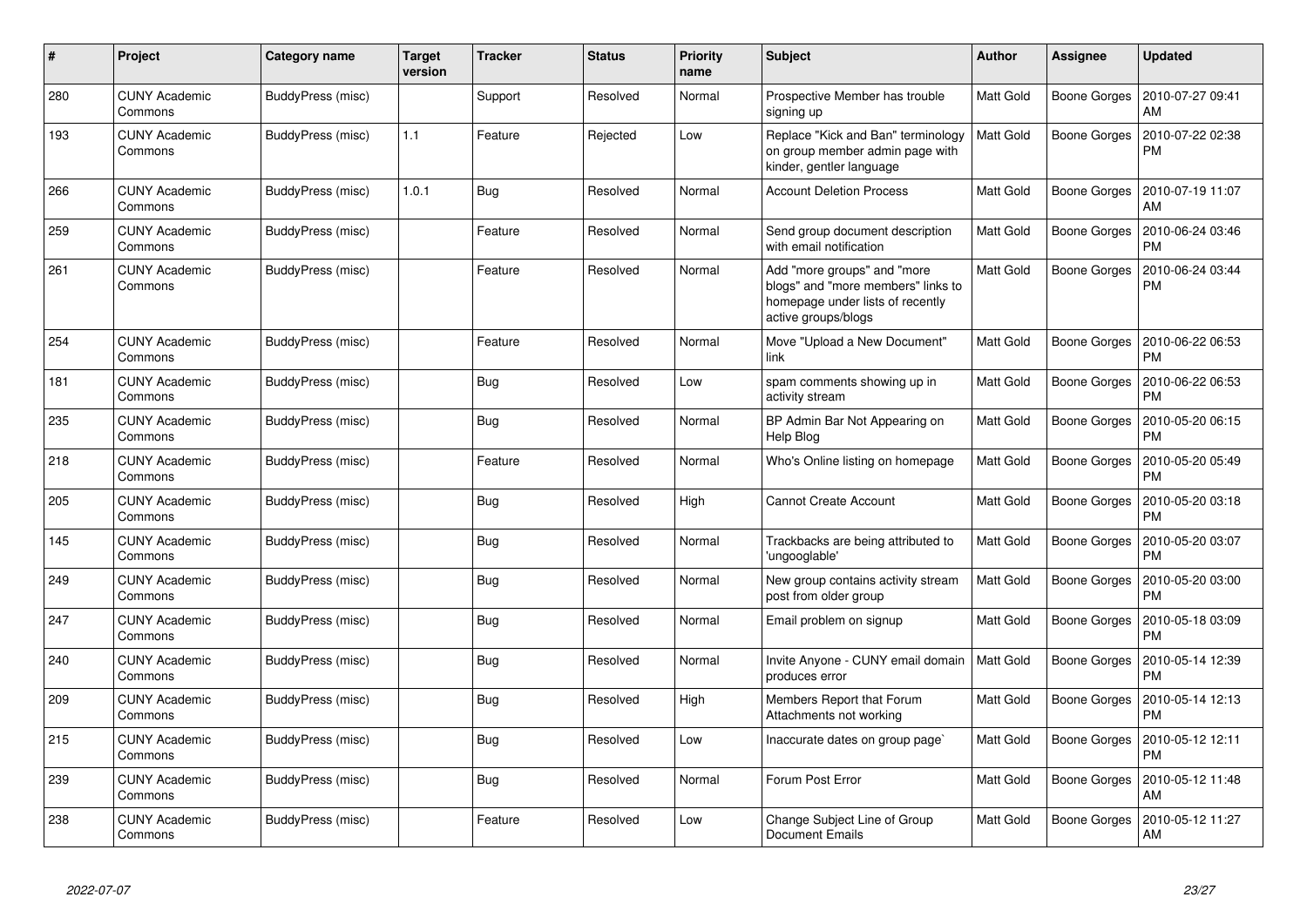| # | Project | Category name | Target version | Tracker | Status | Priority name | Subject | Author | Assignee | Updated |
|---|---|---|---|---|---|---|---|---|---|---|
| 280 | CUNY Academic Commons | BuddyPress (misc) | | Support | Resolved | Normal | Prospective Member has trouble signing up | Matt Gold | Boone Gorges | 2010-07-27 09:41 AM |
| 193 | CUNY Academic Commons | BuddyPress (misc) | 1.1 | Feature | Rejected | Low | Replace "Kick and Ban" terminology on group member admin page with kinder, gentler language | Matt Gold | Boone Gorges | 2010-07-22 02:38 PM |
| 266 | CUNY Academic Commons | BuddyPress (misc) | 1.0.1 | Bug | Resolved | Normal | Account Deletion Process | Matt Gold | Boone Gorges | 2010-07-19 11:07 AM |
| 259 | CUNY Academic Commons | BuddyPress (misc) | | Feature | Resolved | Normal | Send group document description with email notification | Matt Gold | Boone Gorges | 2010-06-24 03:46 PM |
| 261 | CUNY Academic Commons | BuddyPress (misc) | | Feature | Resolved | Normal | Add "more groups" and "more blogs" and "more members" links to homepage under lists of recently active groups/blogs | Matt Gold | Boone Gorges | 2010-06-24 03:44 PM |
| 254 | CUNY Academic Commons | BuddyPress (misc) | | Feature | Resolved | Normal | Move "Upload a New Document" link | Matt Gold | Boone Gorges | 2010-06-22 06:53 PM |
| 181 | CUNY Academic Commons | BuddyPress (misc) | | Bug | Resolved | Low | spam comments showing up in activity stream | Matt Gold | Boone Gorges | 2010-06-22 06:53 PM |
| 235 | CUNY Academic Commons | BuddyPress (misc) | | Bug | Resolved | Normal | BP Admin Bar Not Appearing on Help Blog | Matt Gold | Boone Gorges | 2010-05-20 06:15 PM |
| 218 | CUNY Academic Commons | BuddyPress (misc) | | Feature | Resolved | Normal | Who's Online listing on homepage | Matt Gold | Boone Gorges | 2010-05-20 05:49 PM |
| 205 | CUNY Academic Commons | BuddyPress (misc) | | Bug | Resolved | High | Cannot Create Account | Matt Gold | Boone Gorges | 2010-05-20 03:18 PM |
| 145 | CUNY Academic Commons | BuddyPress (misc) | | Bug | Resolved | Normal | Trackbacks are being attributed to 'ungooglable' | Matt Gold | Boone Gorges | 2010-05-20 03:07 PM |
| 249 | CUNY Academic Commons | BuddyPress (misc) | | Bug | Resolved | Normal | New group contains activity stream post from older group | Matt Gold | Boone Gorges | 2010-05-20 03:00 PM |
| 247 | CUNY Academic Commons | BuddyPress (misc) | | Bug | Resolved | Normal | Email problem on signup | Matt Gold | Boone Gorges | 2010-05-18 03:09 PM |
| 240 | CUNY Academic Commons | BuddyPress (misc) | | Bug | Resolved | Normal | Invite Anyone - CUNY email domain produces error | Matt Gold | Boone Gorges | 2010-05-14 12:39 PM |
| 209 | CUNY Academic Commons | BuddyPress (misc) | | Bug | Resolved | High | Members Report that Forum Attachments not working | Matt Gold | Boone Gorges | 2010-05-14 12:13 PM |
| 215 | CUNY Academic Commons | BuddyPress (misc) | | Bug | Resolved | Low | Inaccurate dates on group page` | Matt Gold | Boone Gorges | 2010-05-12 12:11 PM |
| 239 | CUNY Academic Commons | BuddyPress (misc) | | Bug | Resolved | Normal | Forum Post Error | Matt Gold | Boone Gorges | 2010-05-12 11:48 AM |
| 238 | CUNY Academic Commons | BuddyPress (misc) | | Feature | Resolved | Low | Change Subject Line of Group Document Emails | Matt Gold | Boone Gorges | 2010-05-12 11:27 AM |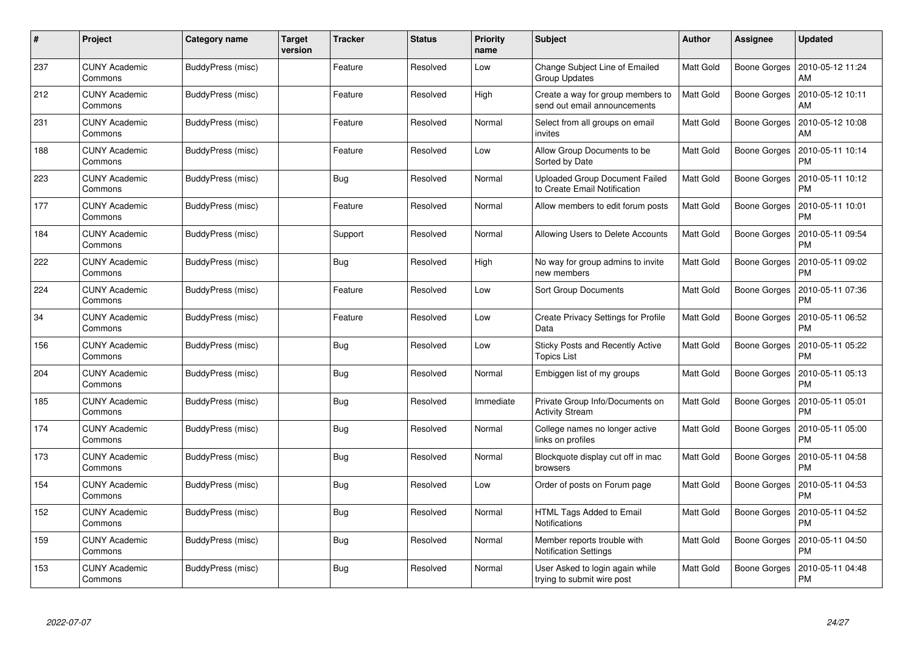| # | Project | Category name | Target version | Tracker | Status | Priority name | Subject | Author | Assignee | Updated |
|---|---|---|---|---|---|---|---|---|---|---|
| 237 | CUNY Academic Commons | BuddyPress (misc) | | Feature | Resolved | Low | Change Subject Line of Emailed Group Updates | Matt Gold | Boone Gorges | 2010-05-12 11:24 AM |
| 212 | CUNY Academic Commons | BuddyPress (misc) | | Feature | Resolved | High | Create a way for group members to send out email announcements | Matt Gold | Boone Gorges | 2010-05-12 10:11 AM |
| 231 | CUNY Academic Commons | BuddyPress (misc) | | Feature | Resolved | Normal | Select from all groups on email invites | Matt Gold | Boone Gorges | 2010-05-12 10:08 AM |
| 188 | CUNY Academic Commons | BuddyPress (misc) | | Feature | Resolved | Low | Allow Group Documents to be Sorted by Date | Matt Gold | Boone Gorges | 2010-05-11 10:14 PM |
| 223 | CUNY Academic Commons | BuddyPress (misc) | | Bug | Resolved | Normal | Uploaded Group Document Failed to Create Email Notification | Matt Gold | Boone Gorges | 2010-05-11 10:12 PM |
| 177 | CUNY Academic Commons | BuddyPress (misc) | | Feature | Resolved | Normal | Allow members to edit forum posts | Matt Gold | Boone Gorges | 2010-05-11 10:01 PM |
| 184 | CUNY Academic Commons | BuddyPress (misc) | | Support | Resolved | Normal | Allowing Users to Delete Accounts | Matt Gold | Boone Gorges | 2010-05-11 09:54 PM |
| 222 | CUNY Academic Commons | BuddyPress (misc) | | Bug | Resolved | High | No way for group admins to invite new members | Matt Gold | Boone Gorges | 2010-05-11 09:02 PM |
| 224 | CUNY Academic Commons | BuddyPress (misc) | | Feature | Resolved | Low | Sort Group Documents | Matt Gold | Boone Gorges | 2010-05-11 07:36 PM |
| 34 | CUNY Academic Commons | BuddyPress (misc) | | Feature | Resolved | Low | Create Privacy Settings for Profile Data | Matt Gold | Boone Gorges | 2010-05-11 06:52 PM |
| 156 | CUNY Academic Commons | BuddyPress (misc) | | Bug | Resolved | Low | Sticky Posts and Recently Active Topics List | Matt Gold | Boone Gorges | 2010-05-11 05:22 PM |
| 204 | CUNY Academic Commons | BuddyPress (misc) | | Bug | Resolved | Normal | Embiggen list of my groups | Matt Gold | Boone Gorges | 2010-05-11 05:13 PM |
| 185 | CUNY Academic Commons | BuddyPress (misc) | | Bug | Resolved | Immediate | Private Group Info/Documents on Activity Stream | Matt Gold | Boone Gorges | 2010-05-11 05:01 PM |
| 174 | CUNY Academic Commons | BuddyPress (misc) | | Bug | Resolved | Normal | College names no longer active links on profiles | Matt Gold | Boone Gorges | 2010-05-11 05:00 PM |
| 173 | CUNY Academic Commons | BuddyPress (misc) | | Bug | Resolved | Normal | Blockquote display cut off in mac browsers | Matt Gold | Boone Gorges | 2010-05-11 04:58 PM |
| 154 | CUNY Academic Commons | BuddyPress (misc) | | Bug | Resolved | Low | Order of posts on Forum page | Matt Gold | Boone Gorges | 2010-05-11 04:53 PM |
| 152 | CUNY Academic Commons | BuddyPress (misc) | | Bug | Resolved | Normal | HTML Tags Added to Email Notifications | Matt Gold | Boone Gorges | 2010-05-11 04:52 PM |
| 159 | CUNY Academic Commons | BuddyPress (misc) | | Bug | Resolved | Normal | Member reports trouble with Notification Settings | Matt Gold | Boone Gorges | 2010-05-11 04:50 PM |
| 153 | CUNY Academic Commons | BuddyPress (misc) | | Bug | Resolved | Normal | User Asked to login again while trying to submit wire post | Matt Gold | Boone Gorges | 2010-05-11 04:48 PM |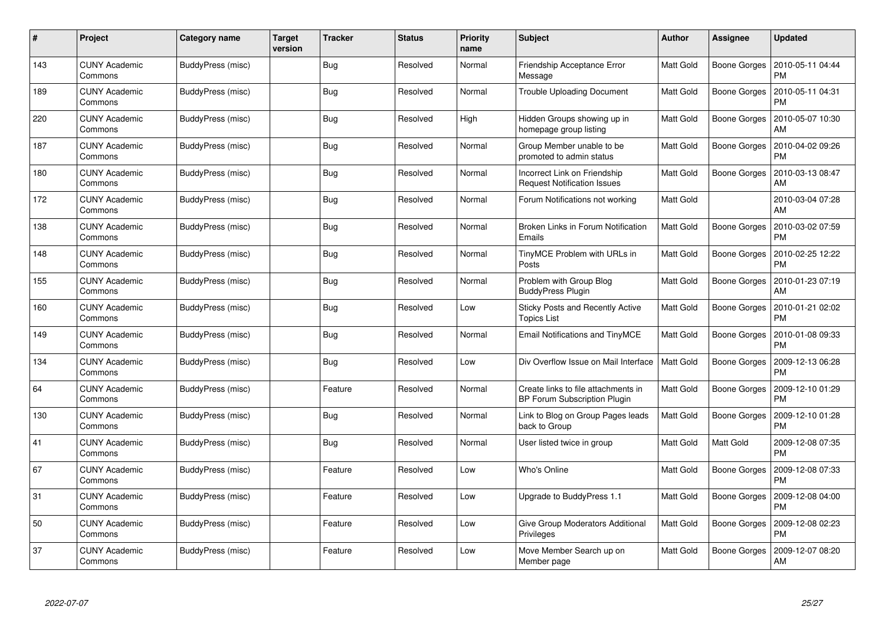| # | Project | Category name | Target version | Tracker | Status | Priority name | Subject | Author | Assignee | Updated |
|---|---|---|---|---|---|---|---|---|---|---|
| 143 | CUNY Academic Commons | BuddyPress (misc) | | Bug | Resolved | Normal | Friendship Acceptance Error Message | Matt Gold | Boone Gorges | 2010-05-11 04:44 PM |
| 189 | CUNY Academic Commons | BuddyPress (misc) | | Bug | Resolved | Normal | Trouble Uploading Document | Matt Gold | Boone Gorges | 2010-05-11 04:31 PM |
| 220 | CUNY Academic Commons | BuddyPress (misc) | | Bug | Resolved | High | Hidden Groups showing up in homepage group listing | Matt Gold | Boone Gorges | 2010-05-07 10:30 AM |
| 187 | CUNY Academic Commons | BuddyPress (misc) | | Bug | Resolved | Normal | Group Member unable to be promoted to admin status | Matt Gold | Boone Gorges | 2010-04-02 09:26 PM |
| 180 | CUNY Academic Commons | BuddyPress (misc) | | Bug | Resolved | Normal | Incorrect Link on Friendship Request Notification Issues | Matt Gold | Boone Gorges | 2010-03-13 08:47 AM |
| 172 | CUNY Academic Commons | BuddyPress (misc) | | Bug | Resolved | Normal | Forum Notifications not working | Matt Gold | | 2010-03-04 07:28 AM |
| 138 | CUNY Academic Commons | BuddyPress (misc) | | Bug | Resolved | Normal | Broken Links in Forum Notification Emails | Matt Gold | Boone Gorges | 2010-03-02 07:59 PM |
| 148 | CUNY Academic Commons | BuddyPress (misc) | | Bug | Resolved | Normal | TinyMCE Problem with URLs in Posts | Matt Gold | Boone Gorges | 2010-02-25 12:22 PM |
| 155 | CUNY Academic Commons | BuddyPress (misc) | | Bug | Resolved | Normal | Problem with Group Blog BuddyPress Plugin | Matt Gold | Boone Gorges | 2010-01-23 07:19 AM |
| 160 | CUNY Academic Commons | BuddyPress (misc) | | Bug | Resolved | Low | Sticky Posts and Recently Active Topics List | Matt Gold | Boone Gorges | 2010-01-21 02:02 PM |
| 149 | CUNY Academic Commons | BuddyPress (misc) | | Bug | Resolved | Normal | Email Notifications and TinyMCE | Matt Gold | Boone Gorges | 2010-01-08 09:33 PM |
| 134 | CUNY Academic Commons | BuddyPress (misc) | | Bug | Resolved | Low | Div Overflow Issue on Mail Interface | Matt Gold | Boone Gorges | 2009-12-13 06:28 PM |
| 64 | CUNY Academic Commons | BuddyPress (misc) | | Feature | Resolved | Normal | Create links to file attachments in BP Forum Subscription Plugin | Matt Gold | Boone Gorges | 2009-12-10 01:29 PM |
| 130 | CUNY Academic Commons | BuddyPress (misc) | | Bug | Resolved | Normal | Link to Blog on Group Pages leads back to Group | Matt Gold | Boone Gorges | 2009-12-10 01:28 PM |
| 41 | CUNY Academic Commons | BuddyPress (misc) | | Bug | Resolved | Normal | User listed twice in group | Matt Gold | Matt Gold | 2009-12-08 07:35 PM |
| 67 | CUNY Academic Commons | BuddyPress (misc) | | Feature | Resolved | Low | Who's Online | Matt Gold | Boone Gorges | 2009-12-08 07:33 PM |
| 31 | CUNY Academic Commons | BuddyPress (misc) | | Feature | Resolved | Low | Upgrade to BuddyPress 1.1 | Matt Gold | Boone Gorges | 2009-12-08 04:00 PM |
| 50 | CUNY Academic Commons | BuddyPress (misc) | | Feature | Resolved | Low | Give Group Moderators Additional Privileges | Matt Gold | Boone Gorges | 2009-12-08 02:23 PM |
| 37 | CUNY Academic Commons | BuddyPress (misc) | | Feature | Resolved | Low | Move Member Search up on Member page | Matt Gold | Boone Gorges | 2009-12-07 08:20 AM |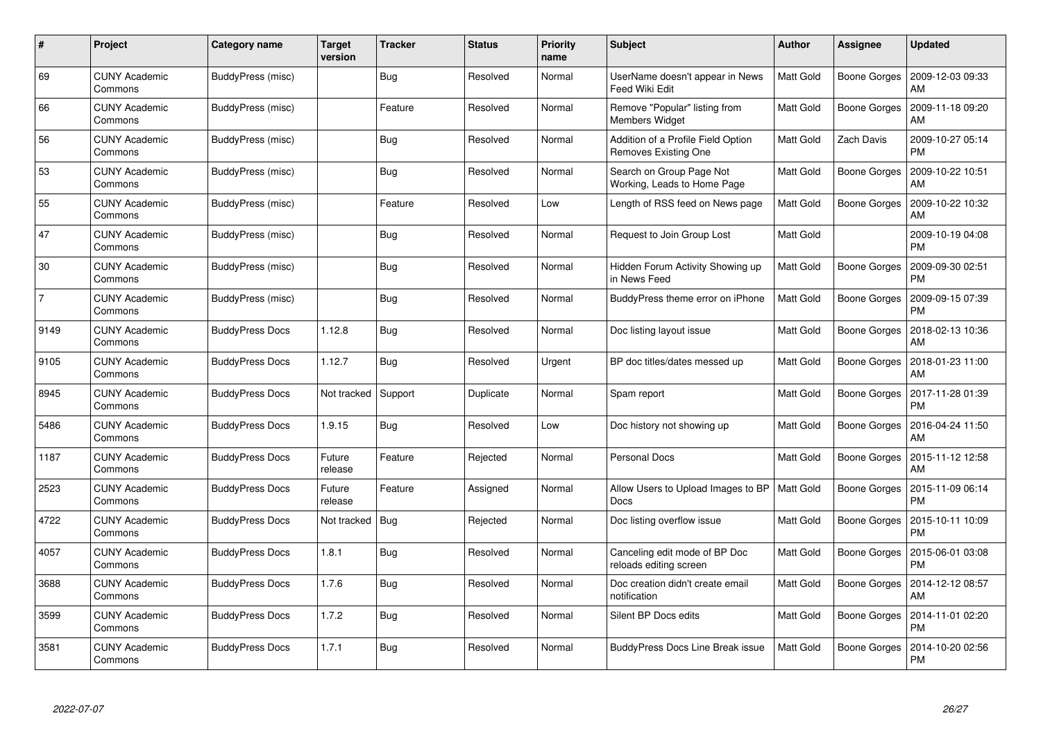| # | Project | Category name | Target version | Tracker | Status | Priority name | Subject | Author | Assignee | Updated |
|---|---|---|---|---|---|---|---|---|---|---|
| 69 | CUNY Academic Commons | BuddyPress (misc) | | Bug | Resolved | Normal | UserName doesn't appear in News Feed Wiki Edit | Matt Gold | Boone Gorges | 2009-12-03 09:33 AM |
| 66 | CUNY Academic Commons | BuddyPress (misc) | | Feature | Resolved | Normal | Remove "Popular" listing from Members Widget | Matt Gold | Boone Gorges | 2009-11-18 09:20 AM |
| 56 | CUNY Academic Commons | BuddyPress (misc) | | Bug | Resolved | Normal | Addition of a Profile Field Option Removes Existing One | Matt Gold | Zach Davis | 2009-10-27 05:14 PM |
| 53 | CUNY Academic Commons | BuddyPress (misc) | | Bug | Resolved | Normal | Search on Group Page Not Working, Leads to Home Page | Matt Gold | Boone Gorges | 2009-10-22 10:51 AM |
| 55 | CUNY Academic Commons | BuddyPress (misc) | | Feature | Resolved | Low | Length of RSS feed on News page | Matt Gold | Boone Gorges | 2009-10-22 10:32 AM |
| 47 | CUNY Academic Commons | BuddyPress (misc) | | Bug | Resolved | Normal | Request to Join Group Lost | Matt Gold | | 2009-10-19 04:08 PM |
| 30 | CUNY Academic Commons | BuddyPress (misc) | | Bug | Resolved | Normal | Hidden Forum Activity Showing up in News Feed | Matt Gold | Boone Gorges | 2009-09-30 02:51 PM |
| 7 | CUNY Academic Commons | BuddyPress (misc) | | Bug | Resolved | Normal | BuddyPress theme error on iPhone | Matt Gold | Boone Gorges | 2009-09-15 07:39 PM |
| 9149 | CUNY Academic Commons | BuddyPress Docs | 1.12.8 | Bug | Resolved | Normal | Doc listing layout issue | Matt Gold | Boone Gorges | 2018-02-13 10:36 AM |
| 9105 | CUNY Academic Commons | BuddyPress Docs | 1.12.7 | Bug | Resolved | Urgent | BP doc titles/dates messed up | Matt Gold | Boone Gorges | 2018-01-23 11:00 AM |
| 8945 | CUNY Academic Commons | BuddyPress Docs | Not tracked | Support | Duplicate | Normal | Spam report | Matt Gold | Boone Gorges | 2017-11-28 01:39 PM |
| 5486 | CUNY Academic Commons | BuddyPress Docs | 1.9.15 | Bug | Resolved | Low | Doc history not showing up | Matt Gold | Boone Gorges | 2016-04-24 11:50 AM |
| 1187 | CUNY Academic Commons | BuddyPress Docs | Future release | Feature | Rejected | Normal | Personal Docs | Matt Gold | Boone Gorges | 2015-11-12 12:58 AM |
| 2523 | CUNY Academic Commons | BuddyPress Docs | Future release | Feature | Assigned | Normal | Allow Users to Upload Images to BP Docs | Matt Gold | Boone Gorges | 2015-11-09 06:14 PM |
| 4722 | CUNY Academic Commons | BuddyPress Docs | Not tracked | Bug | Rejected | Normal | Doc listing overflow issue | Matt Gold | Boone Gorges | 2015-10-11 10:09 PM |
| 4057 | CUNY Academic Commons | BuddyPress Docs | 1.8.1 | Bug | Resolved | Normal | Canceling edit mode of BP Doc reloads editing screen | Matt Gold | Boone Gorges | 2015-06-01 03:08 PM |
| 3688 | CUNY Academic Commons | BuddyPress Docs | 1.7.6 | Bug | Resolved | Normal | Doc creation didn't create email notification | Matt Gold | Boone Gorges | 2014-12-12 08:57 AM |
| 3599 | CUNY Academic Commons | BuddyPress Docs | 1.7.2 | Bug | Resolved | Normal | Silent BP Docs edits | Matt Gold | Boone Gorges | 2014-11-01 02:20 PM |
| 3581 | CUNY Academic Commons | BuddyPress Docs | 1.7.1 | Bug | Resolved | Normal | BuddyPress Docs Line Break issue | Matt Gold | Boone Gorges | 2014-10-20 02:56 PM |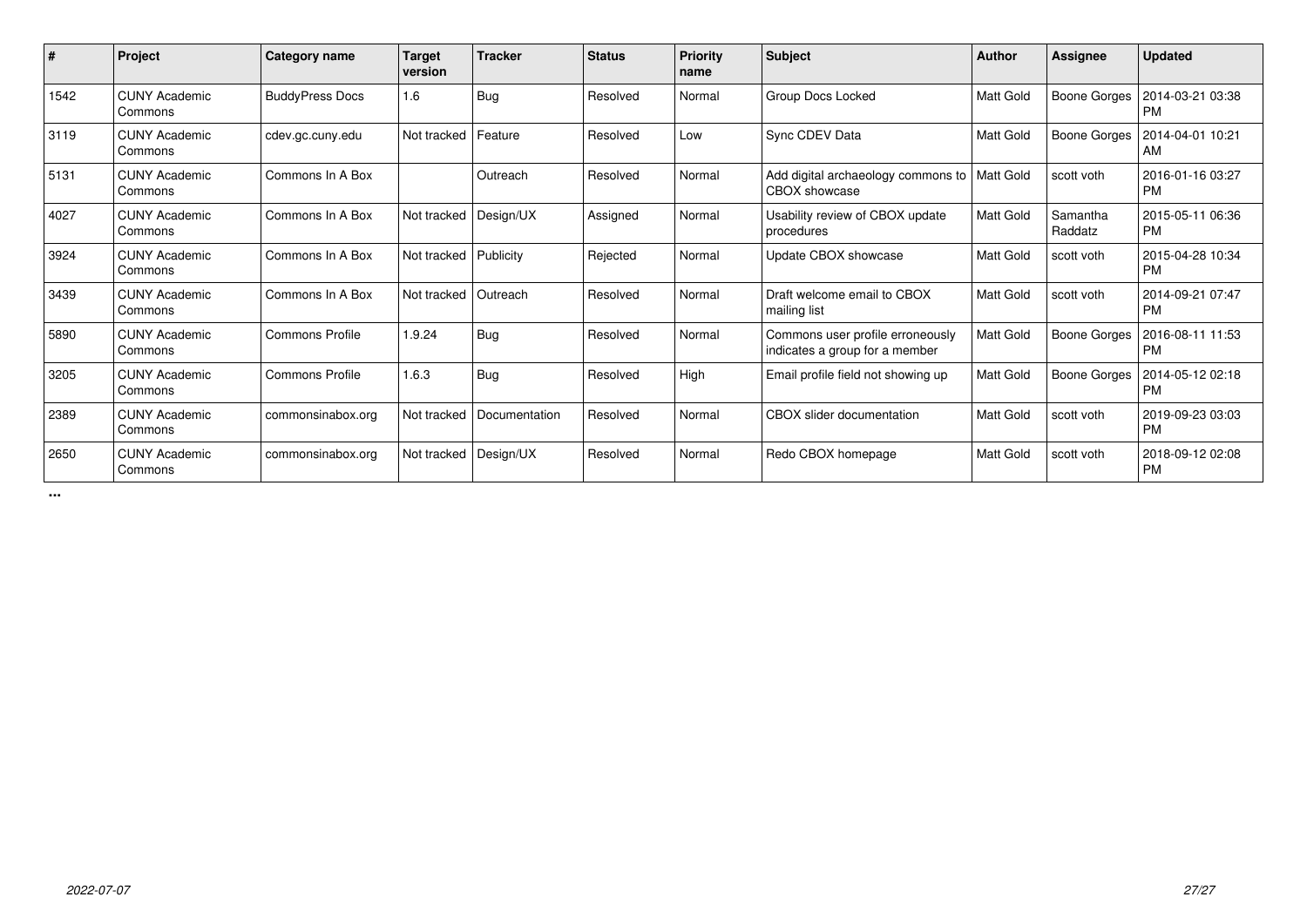| # | Project | Category name | Target version | Tracker | Status | Priority name | Subject | Author | Assignee | Updated |
|---|---|---|---|---|---|---|---|---|---|---|
| 1542 | CUNY Academic Commons | BuddyPress Docs | 1.6 | Bug | Resolved | Normal | Group Docs Locked | Matt Gold | Boone Gorges | 2014-03-21 03:38 PM |
| 3119 | CUNY Academic Commons | cdev.gc.cuny.edu | Not tracked | Feature | Resolved | Low | Sync CDEV Data | Matt Gold | Boone Gorges | 2014-04-01 10:21 AM |
| 5131 | CUNY Academic Commons | Commons In A Box | | Outreach | Resolved | Normal | Add digital archaeology commons to CBOX showcase | Matt Gold | scott voth | 2016-01-16 03:27 PM |
| 4027 | CUNY Academic Commons | Commons In A Box | Not tracked | Design/UX | Assigned | Normal | Usability review of CBOX update procedures | Matt Gold | Samantha Raddatz | 2015-05-11 06:36 PM |
| 3924 | CUNY Academic Commons | Commons In A Box | Not tracked | Publicity | Rejected | Normal | Update CBOX showcase | Matt Gold | scott voth | 2015-04-28 10:34 PM |
| 3439 | CUNY Academic Commons | Commons In A Box | Not tracked | Outreach | Resolved | Normal | Draft welcome email to CBOX mailing list | Matt Gold | scott voth | 2014-09-21 07:47 PM |
| 5890 | CUNY Academic Commons | Commons Profile | 1.9.24 | Bug | Resolved | Normal | Commons user profile erroneously indicates a group for a member | Matt Gold | Boone Gorges | 2016-08-11 11:53 PM |
| 3205 | CUNY Academic Commons | Commons Profile | 1.6.3 | Bug | Resolved | High | Email profile field not showing up | Matt Gold | Boone Gorges | 2014-05-12 02:18 PM |
| 2389 | CUNY Academic Commons | commonsinabox.org | Not tracked | Documentation | Resolved | Normal | CBOX slider documentation | Matt Gold | scott voth | 2019-09-23 03:03 PM |
| 2650 | CUNY Academic Commons | commonsinabox.org | Not tracked | Design/UX | Resolved | Normal | Redo CBOX homepage | Matt Gold | scott voth | 2018-09-12 02:08 PM |

...